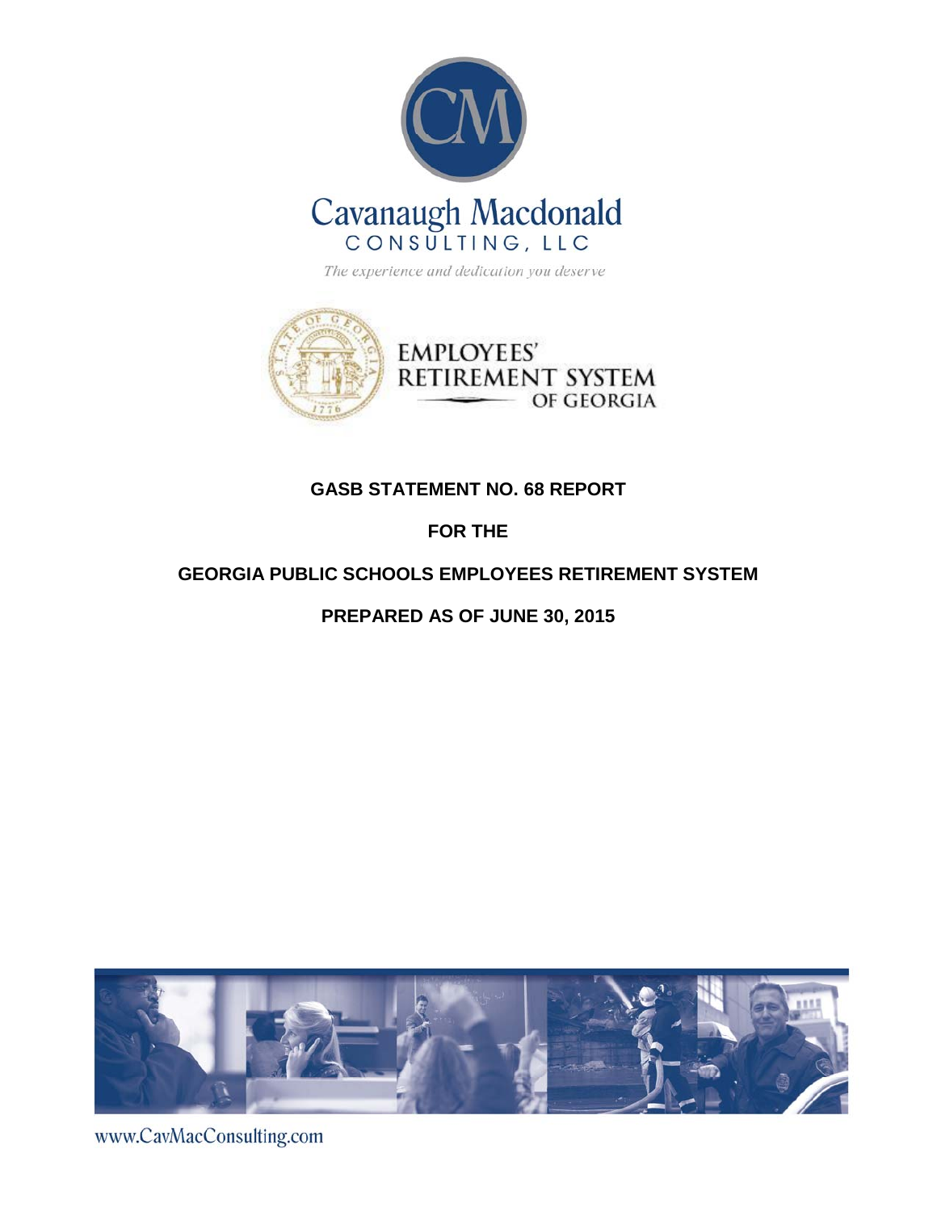Cavanaugh Macdonald
CONSULTING, LLC

*The experience and dedication you deserve*

EMPLOYEES' RETIREMENT SYSTEM OF GEORGIA

# GASB STATEMENT NO. 68 REPORT

# FOR THE

# GEORGIA PUBLIC SCHOOLS EMPLOYEES RETIREMENT SYSTEM

# PREPARED AS OF JUNE 30, 2015

www.CavMacConsulting.com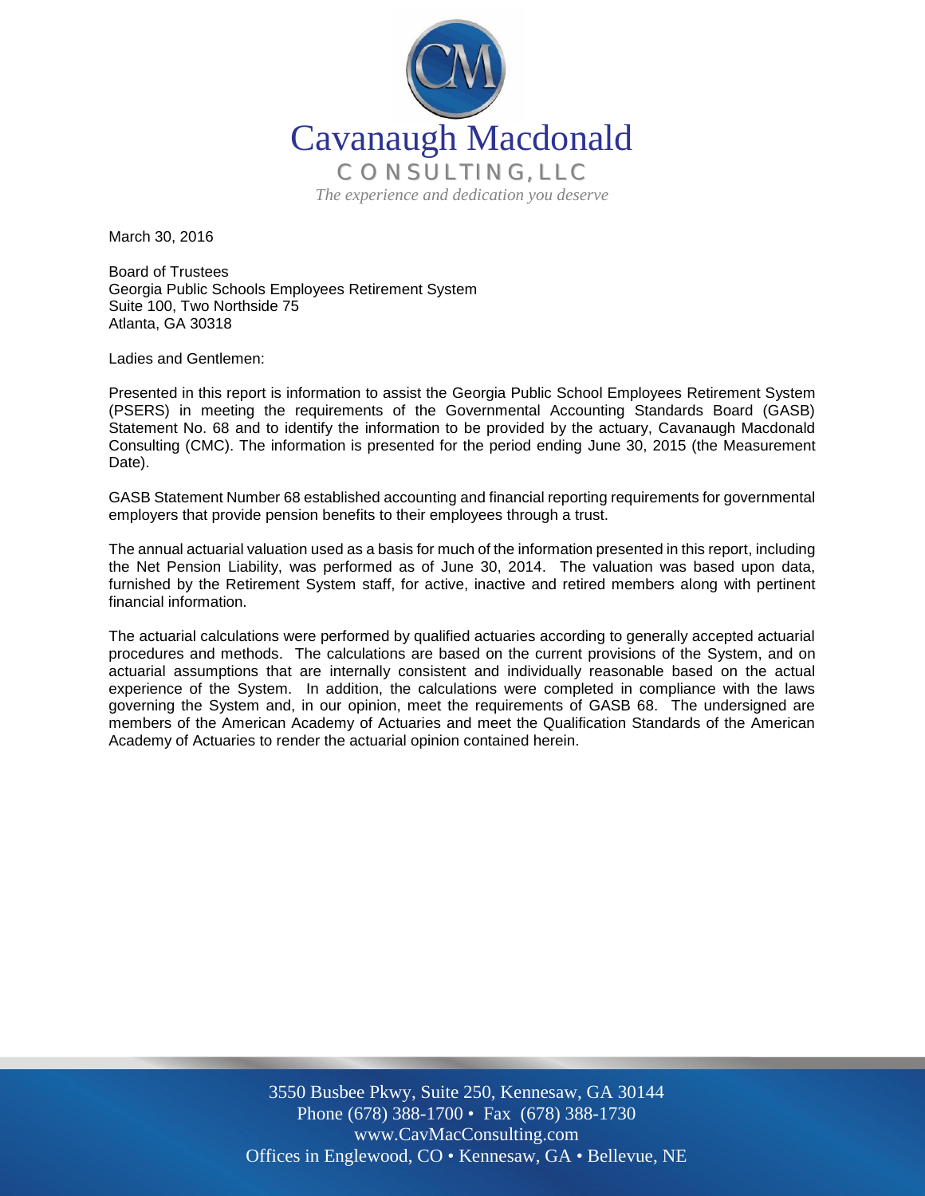Cavanaugh Macdonald
CONSULTING, LLC
*The experience and dedication you deserve*

March 30, 2016

Board of Trustees
Georgia Public Schools Employees Retirement System
Suite 100, Two Northside 75
Atlanta, GA 30318

Ladies and Gentlemen:

Presented in this report is information to assist the Georgia Public School Employees Retirement System (PSERS) in meeting the requirements of the Governmental Accounting Standards Board (GASB) Statement No. 68 and to identify the information to be provided by the actuary, Cavanaugh Macdonald Consulting (CMC). The information is presented for the period ending June 30, 2015 (the Measurement Date).

GASB Statement Number 68 established accounting and financial reporting requirements for governmental employers that provide pension benefits to their employees through a trust.

The annual actuarial valuation used as a basis for much of the information presented in this report, including the Net Pension Liability, was performed as of June 30, 2014. The valuation was based upon data, furnished by the Retirement System staff, for active, inactive and retired members along with pertinent financial information.

The actuarial calculations were performed by qualified actuaries according to generally accepted actuarial procedures and methods. The calculations are based on the current provisions of the System, and on actuarial assumptions that are internally consistent and individually reasonable based on the actual experience of the System. In addition, the calculations were completed in compliance with the laws governing the System and, in our opinion, meet the requirements of GASB 68. The undersigned are members of the American Academy of Actuaries and meet the Qualification Standards of the American Academy of Actuaries to render the actuarial opinion contained herein.

3550 Busbee Pkwy, Suite 250, Kennesaw, GA 30144
Phone (678) 388-1700 • Fax (678) 388-1730
www.CavMacConsulting.com
Offices in Englewood, CO • Kennesaw, GA • Bellevue, NE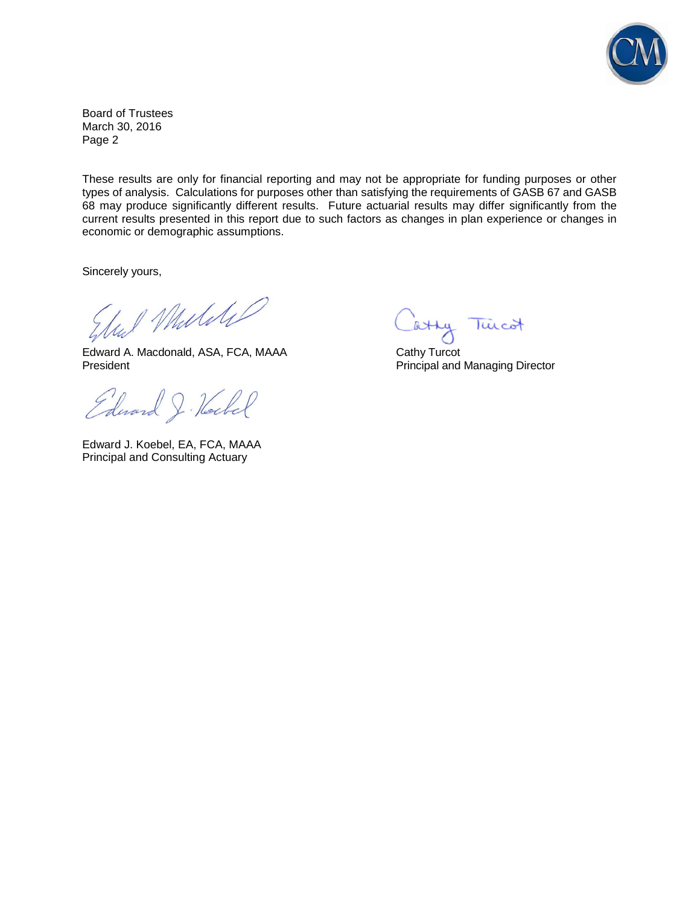Board of Trustees
March 30, 2016
Page 2

These results are only for financial reporting and may not be appropriate for funding purposes or other types of analysis. Calculations for purposes other than satisfying the requirements of GASB 67 and GASB 68 may produce significantly different results. Future actuarial results may differ significantly from the current results presented in this report due to such factors as changes in plan experience or changes in economic or demographic assumptions.

Sincerely yours,

Edward A. Macdonald, ASA, FCA, MAAA
President

Cathy Turcot
Principal and Managing Director

Edward J. Koebel, EA, FCA, MAAA
Principal and Consulting Actuary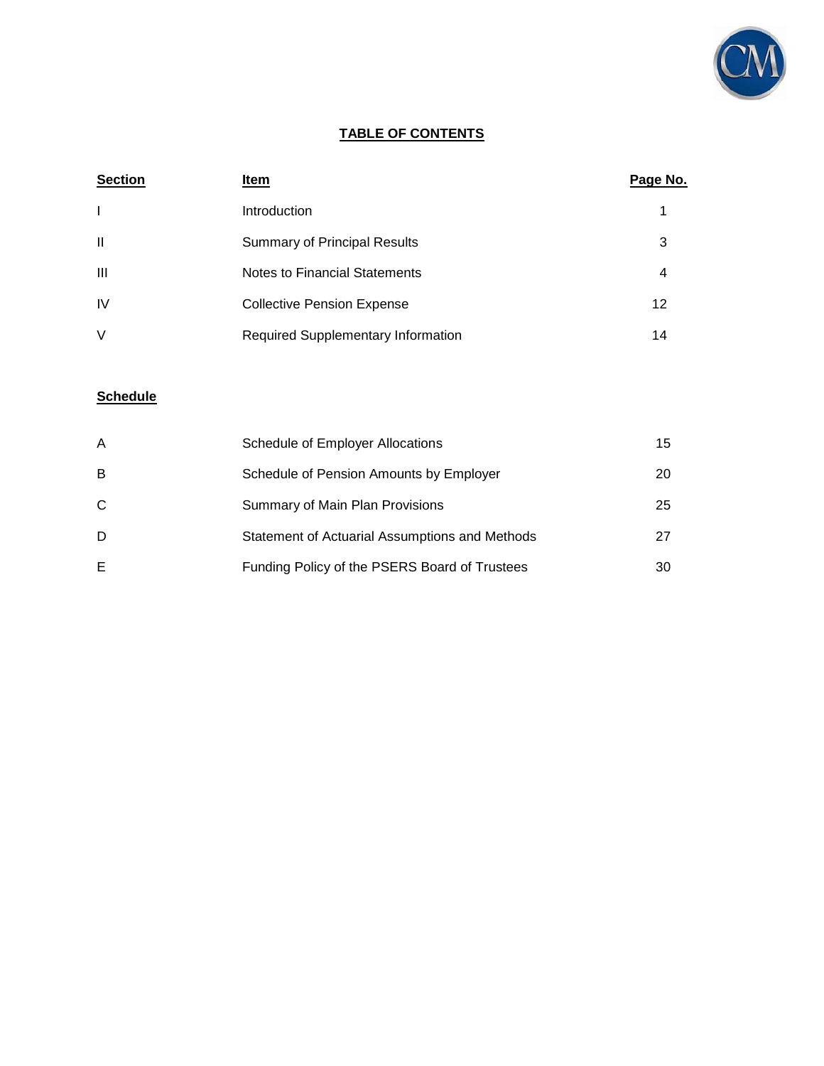# TABLE OF CONTENTS

| Section | Item | Page No. |
|---|---|---|
| I | Introduction | 1 |
| II | Summary of Principal Results | 3 |
| III | Notes to Financial Statements | 4 |
| IV | Collective Pension Expense | 12 |
| V | Required Supplementary Information | 14 |

**Schedule**

| Schedule | Item | Page No. |
|---|---|---|
| A | Schedule of Employer Allocations | 15 |
| B | Schedule of Pension Amounts by Employer | 20 |
| C | Summary of Main Plan Provisions | 25 |
| D | Statement of Actuarial Assumptions and Methods | 27 |
| E | Funding Policy of the PSERS Board of Trustees | 30 |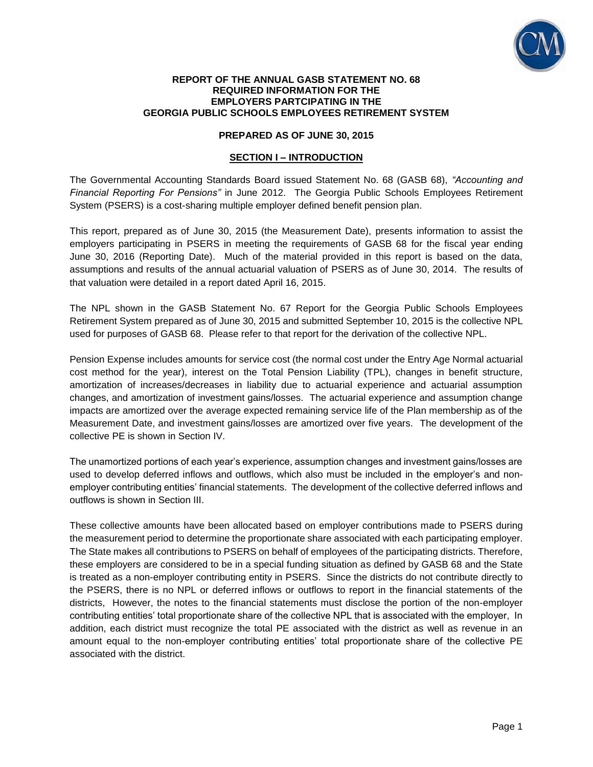**REPORT OF THE ANNUAL GASB STATEMENT NO. 68**
**REQUIRED INFORMATION FOR THE**
**EMPLOYERS PARTCIPATING IN THE**
**GEORGIA PUBLIC SCHOOLS EMPLOYEES RETIREMENT SYSTEM**

**PREPARED AS OF JUNE 30, 2015**

## SECTION I – INTRODUCTION

The Governmental Accounting Standards Board issued Statement No. 68 (GASB 68), *"Accounting and Financial Reporting For Pensions"* in June 2012. The Georgia Public Schools Employees Retirement System (PSERS) is a cost-sharing multiple employer defined benefit pension plan.

This report, prepared as of June 30, 2015 (the Measurement Date), presents information to assist the employers participating in PSERS in meeting the requirements of GASB 68 for the fiscal year ending June 30, 2016 (Reporting Date). Much of the material provided in this report is based on the data, assumptions and results of the annual actuarial valuation of PSERS as of June 30, 2014. The results of that valuation were detailed in a report dated April 16, 2015.

The NPL shown in the GASB Statement No. 67 Report for the Georgia Public Schools Employees Retirement System prepared as of June 30, 2015 and submitted September 10, 2015 is the collective NPL used for purposes of GASB 68. Please refer to that report for the derivation of the collective NPL.

Pension Expense includes amounts for service cost (the normal cost under the Entry Age Normal actuarial cost method for the year), interest on the Total Pension Liability (TPL), changes in benefit structure, amortization of increases/decreases in liability due to actuarial experience and actuarial assumption changes, and amortization of investment gains/losses. The actuarial experience and assumption change impacts are amortized over the average expected remaining service life of the Plan membership as of the Measurement Date, and investment gains/losses are amortized over five years. The development of the collective PE is shown in Section IV.

The unamortized portions of each year's experience, assumption changes and investment gains/losses are used to develop deferred inflows and outflows, which also must be included in the employer's and non-employer contributing entities' financial statements. The development of the collective deferred inflows and outflows is shown in Section III.

These collective amounts have been allocated based on employer contributions made to PSERS during the measurement period to determine the proportionate share associated with each participating employer. The State makes all contributions to PSERS on behalf of employees of the participating districts. Therefore, these employers are considered to be in a special funding situation as defined by GASB 68 and the State is treated as a non-employer contributing entity in PSERS. Since the districts do not contribute directly to the PSERS, there is no NPL or deferred inflows or outflows to report in the financial statements of the districts, However, the notes to the financial statements must disclose the portion of the non-employer contributing entities' total proportionate share of the collective NPL that is associated with the employer, In addition, each district must recognize the total PE associated with the district as well as revenue in an amount equal to the non-employer contributing entities' total proportionate share of the collective PE associated with the district.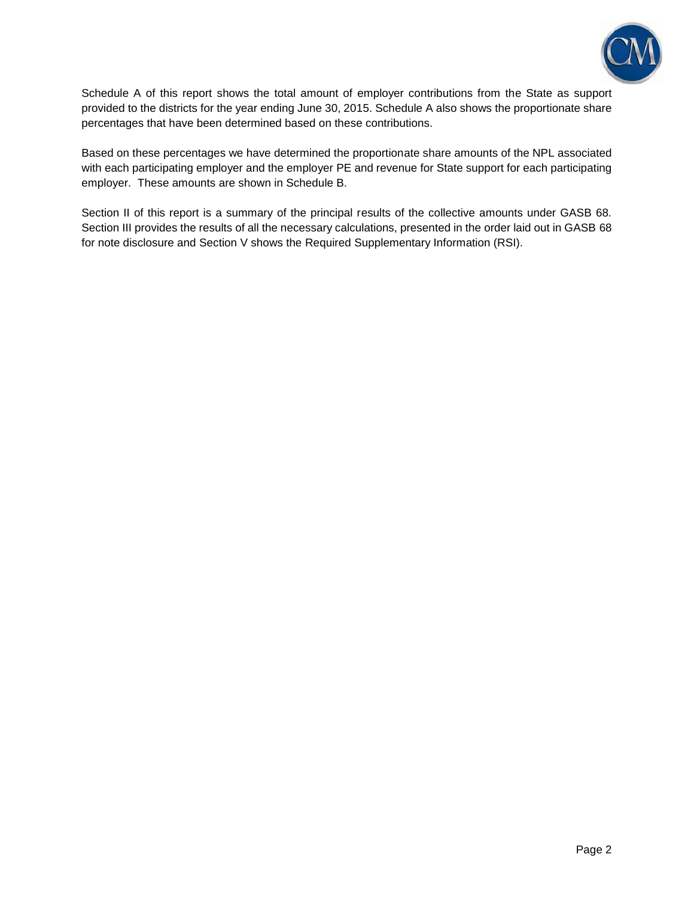Schedule A of this report shows the total amount of employer contributions from the State as support provided to the districts for the year ending June 30, 2015. Schedule A also shows the proportionate share percentages that have been determined based on these contributions.

Based on these percentages we have determined the proportionate share amounts of the NPL associated with each participating employer and the employer PE and revenue for State support for each participating employer. These amounts are shown in Schedule B.

Section II of this report is a summary of the principal results of the collective amounts under GASB 68. Section III provides the results of all the necessary calculations, presented in the order laid out in GASB 68 for note disclosure and Section V shows the Required Supplementary Information (RSI).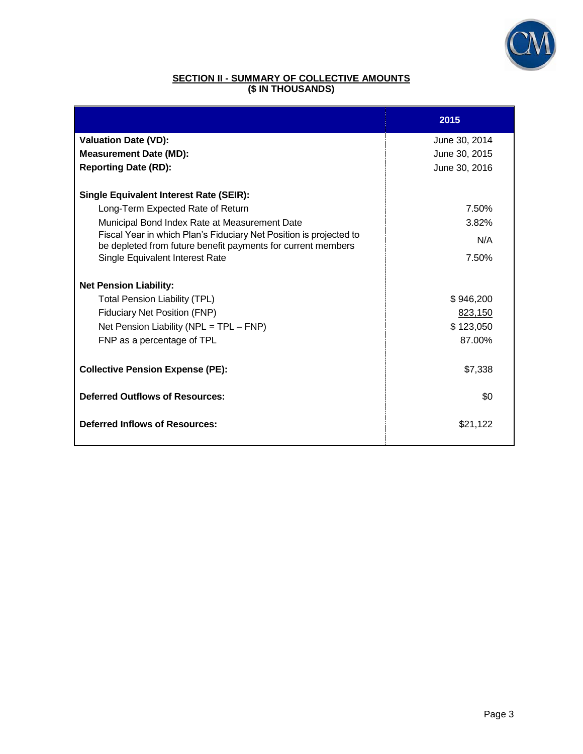## SECTION II - SUMMARY OF COLLECTIVE AMOUNTS
### ($ IN THOUSANDS)

| | 2015 |
|---|---|
| **Valuation Date (VD):** | June 30, 2014 |
| **Measurement Date (MD):** | June 30, 2015 |
| **Reporting Date (RD):** | June 30, 2016 |
| | |
| **Single Equivalent Interest Rate (SEIR):** | |
| Long-Term Expected Rate of Return | 7.50% |
| Municipal Bond Index Rate at Measurement Date | 3.82% |
| Fiscal Year in which Plan's Fiduciary Net Position is projected to be depleted from future benefit payments for current members | N/A |
| Single Equivalent Interest Rate | 7.50% |
| | |
| **Net Pension Liability:** | |
| Total Pension Liability (TPL) | $ 946,200 |
| Fiduciary Net Position (FNP) | 823,150 |
| Net Pension Liability (NPL = TPL – FNP) | $ 123,050 |
| FNP as a percentage of TPL | 87.00% |
| | |
| **Collective Pension Expense (PE):** | $7,338 |
| | |
| **Deferred Outflows of Resources:** | $0 |
| | |
| **Deferred Inflows of Resources:** | $21,122 |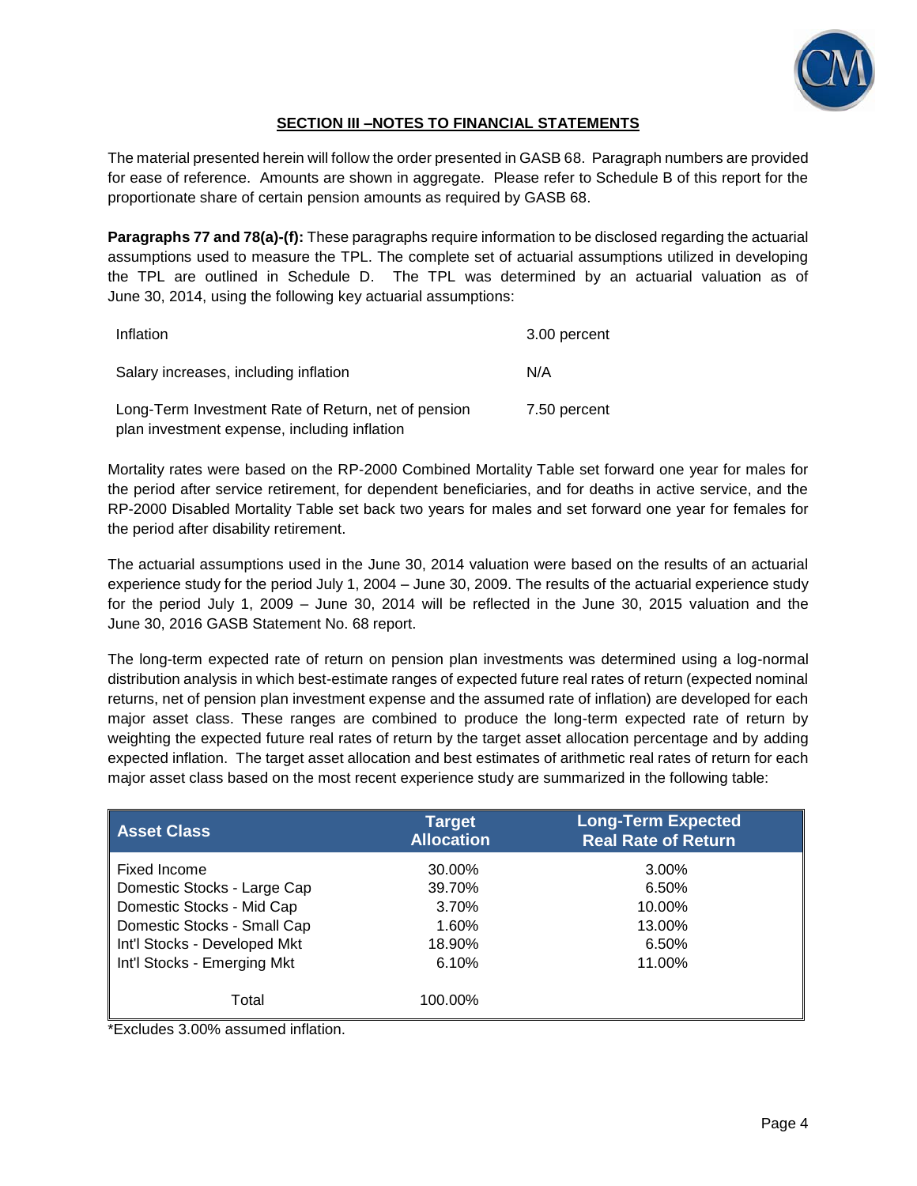## SECTION III –NOTES TO FINANCIAL STATEMENTS

The material presented herein will follow the order presented in GASB 68. Paragraph numbers are provided for ease of reference. Amounts are shown in aggregate. Please refer to Schedule B of this report for the proportionate share of certain pension amounts as required by GASB 68.

**Paragraphs 77 and 78(a)-(f):** These paragraphs require information to be disclosed regarding the actuarial assumptions used to measure the TPL. The complete set of actuarial assumptions utilized in developing the TPL are outlined in Schedule D. The TPL was determined by an actuarial valuation as of June 30, 2014, using the following key actuarial assumptions:

| | |
|---|---|
| Inflation | 3.00 percent |
| Salary increases, including inflation | N/A |
| Long-Term Investment Rate of Return, net of pension plan investment expense, including inflation | 7.50 percent |

Mortality rates were based on the RP-2000 Combined Mortality Table set forward one year for males for the period after service retirement, for dependent beneficiaries, and for deaths in active service, and the RP-2000 Disabled Mortality Table set back two years for males and set forward one year for females for the period after disability retirement.

The actuarial assumptions used in the June 30, 2014 valuation were based on the results of an actuarial experience study for the period July 1, 2004 – June 30, 2009. The results of the actuarial experience study for the period July 1, 2009 – June 30, 2014 will be reflected in the June 30, 2015 valuation and the June 30, 2016 GASB Statement No. 68 report.

The long-term expected rate of return on pension plan investments was determined using a log-normal distribution analysis in which best-estimate ranges of expected future real rates of return (expected nominal returns, net of pension plan investment expense and the assumed rate of inflation) are developed for each major asset class. These ranges are combined to produce the long-term expected rate of return by weighting the expected future real rates of return by the target asset allocation percentage and by adding expected inflation. The target asset allocation and best estimates of arithmetic real rates of return for each major asset class based on the most recent experience study are summarized in the following table:

| Asset Class | Target Allocation | Long-Term Expected Real Rate of Return |
|---|---|---|
| Fixed Income | 30.00% | 3.00% |
| Domestic Stocks - Large Cap | 39.70% | 6.50% |
| Domestic Stocks - Mid Cap | 3.70% | 10.00% |
| Domestic Stocks - Small Cap | 1.60% | 13.00% |
| Int'l Stocks - Developed Mkt | 18.90% | 6.50% |
| Int'l Stocks - Emerging Mkt | 6.10% | 11.00% |
| Total | 100.00% | |

*Excludes 3.00% assumed inflation.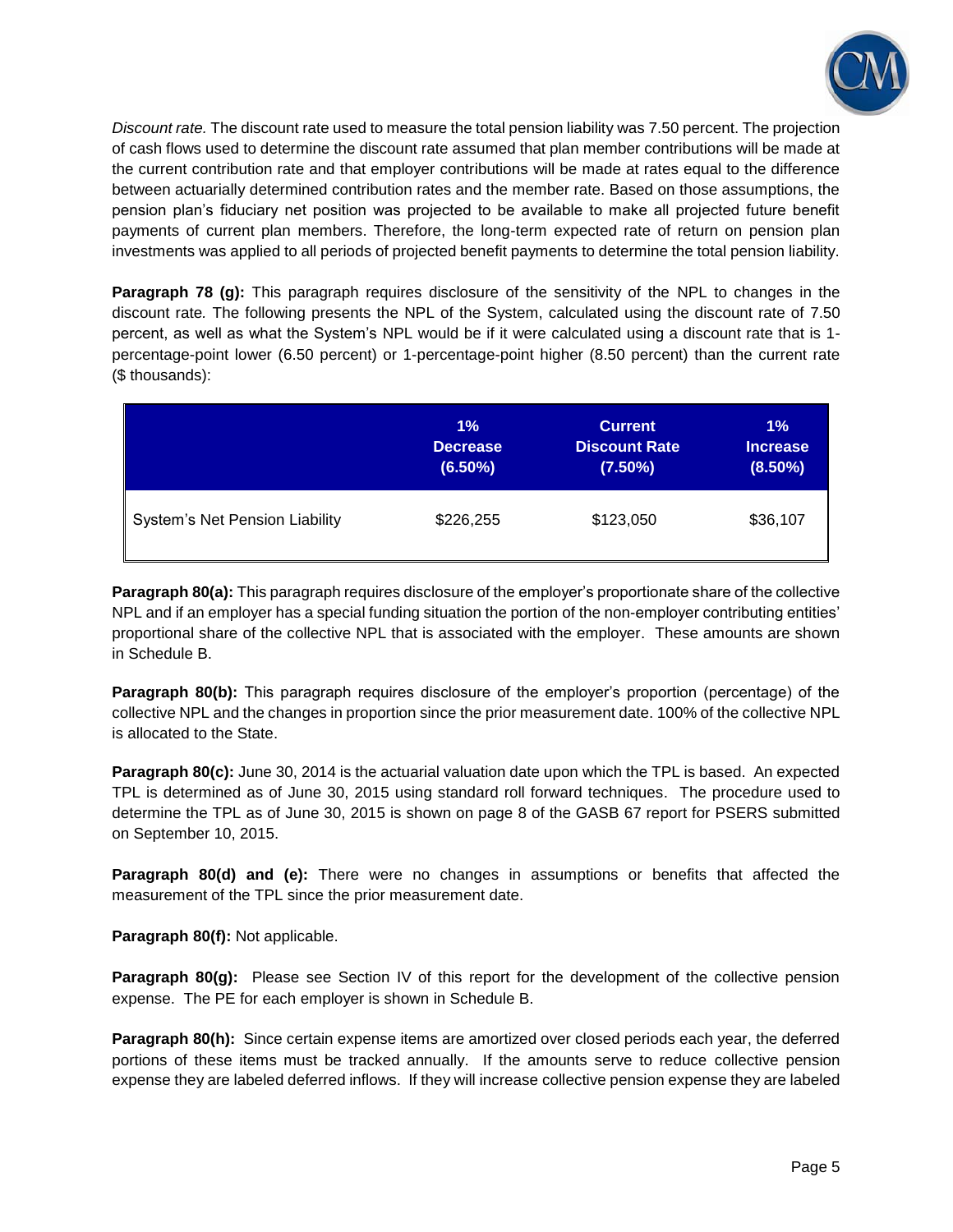*Discount rate.* The discount rate used to measure the total pension liability was 7.50 percent. The projection of cash flows used to determine the discount rate assumed that plan member contributions will be made at the current contribution rate and that employer contributions will be made at rates equal to the difference between actuarially determined contribution rates and the member rate. Based on those assumptions, the pension plan's fiduciary net position was projected to be available to make all projected future benefit payments of current plan members. Therefore, the long-term expected rate of return on pension plan investments was applied to all periods of projected benefit payments to determine the total pension liability.

**Paragraph 78 (g):** This paragraph requires disclosure of the sensitivity of the NPL to changes in the discount rate. The following presents the NPL of the System, calculated using the discount rate of 7.50 percent, as well as what the System's NPL would be if it were calculated using a discount rate that is 1-percentage-point lower (6.50 percent) or 1-percentage-point higher (8.50 percent) than the current rate ($ thousands):

| | 1% Decrease (6.50%) | Current Discount Rate (7.50%) | 1% Increase (8.50%) |
|---|---|---|---|
| System's Net Pension Liability | $226,255 | $123,050 | $36,107 |

**Paragraph 80(a):** This paragraph requires disclosure of the employer's proportionate share of the collective NPL and if an employer has a special funding situation the portion of the non-employer contributing entities' proportional share of the collective NPL that is associated with the employer. These amounts are shown in Schedule B.

**Paragraph 80(b):** This paragraph requires disclosure of the employer's proportion (percentage) of the collective NPL and the changes in proportion since the prior measurement date. 100% of the collective NPL is allocated to the State.

**Paragraph 80(c):** June 30, 2014 is the actuarial valuation date upon which the TPL is based. An expected TPL is determined as of June 30, 2015 using standard roll forward techniques. The procedure used to determine the TPL as of June 30, 2015 is shown on page 8 of the GASB 67 report for PSERS submitted on September 10, 2015.

**Paragraph 80(d) and (e):** There were no changes in assumptions or benefits that affected the measurement of the TPL since the prior measurement date.

**Paragraph 80(f):** Not applicable.

**Paragraph 80(g):** Please see Section IV of this report for the development of the collective pension expense. The PE for each employer is shown in Schedule B.

**Paragraph 80(h):** Since certain expense items are amortized over closed periods each year, the deferred portions of these items must be tracked annually. If the amounts serve to reduce collective pension expense they are labeled deferred inflows. If they will increase collective pension expense they are labeled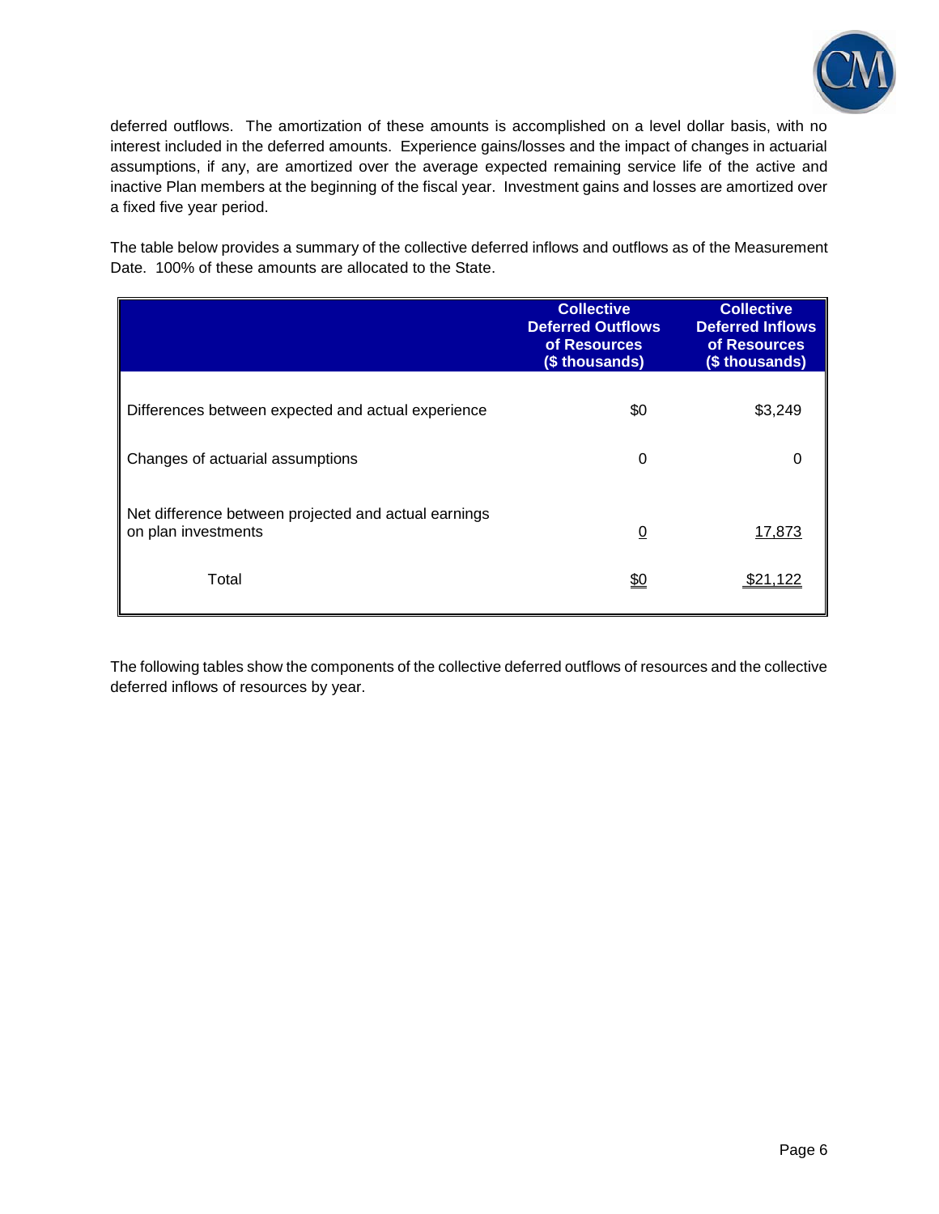deferred outflows. The amortization of these amounts is accomplished on a level dollar basis, with no interest included in the deferred amounts. Experience gains/losses and the impact of changes in actuarial assumptions, if any, are amortized over the average expected remaining service life of the active and inactive Plan members at the beginning of the fiscal year. Investment gains and losses are amortized over a fixed five year period.

The table below provides a summary of the collective deferred inflows and outflows as of the Measurement Date. 100% of these amounts are allocated to the State.

| | Collective Deferred Outflows of Resources ($ thousands) | Collective Deferred Inflows of Resources ($ thousands) |
|---|---|---|
| Differences between expected and actual experience | $0 | $3,249 |
| Changes of actuarial assumptions | 0 | 0 |
| Net difference between projected and actual earnings on plan investments | 0 | 17,873 |
| Total | $0 | $21,122 |

The following tables show the components of the collective deferred outflows of resources and the collective deferred inflows of resources by year.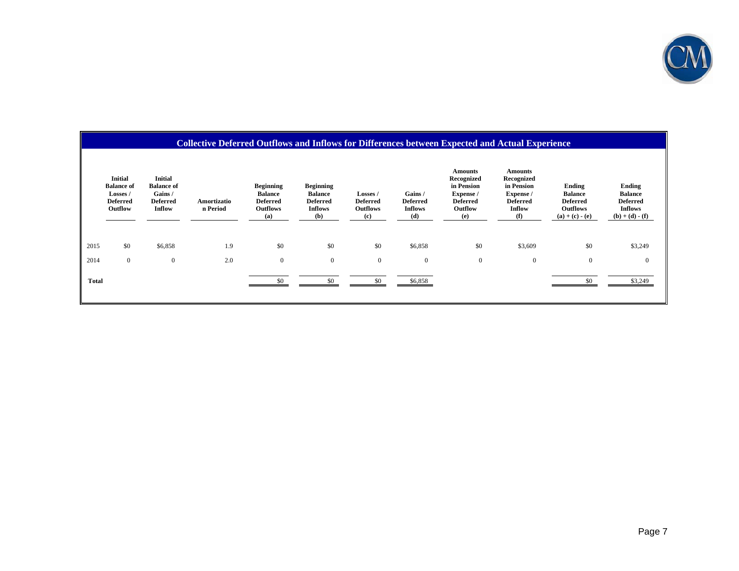## Collective Deferred Outflows and Inflows for Differences between Expected and Actual Experience

| | Initial Balance of Losses / Deferred Outflow | Initial Balance of Gains / Deferred Inflow | Amortization Period | Beginning Balance Deferred Outflows (a) | Beginning Balance Deferred Inflows (b) | Losses / Deferred Outflows (c) | Gains / Deferred Inflows (d) | Amounts Recognized in Pension Expense / Deferred Outflow (e) | Amounts Recognized in Pension Expense / Deferred Inflow (f) | Ending Balance Deferred Outflows (a) + (c) - (e) | Ending Balance Deferred Inflows (b) + (d) - (f) |
|---|---|---|---|---|---|---|---|---|---|---|---|
| 2015 | $0 | $6,858 | 1.9 | $0 | $0 | $0 | $6,858 | $0 | $3,609 | $0 | $3,249 |
| 2014 | 0 | 0 | 2.0 | 0 | 0 | 0 | 0 | 0 | 0 | 0 | 0 |
| **Total** | | | | $0 | $0 | $0 | $6,858 | | | $0 | $3,249 |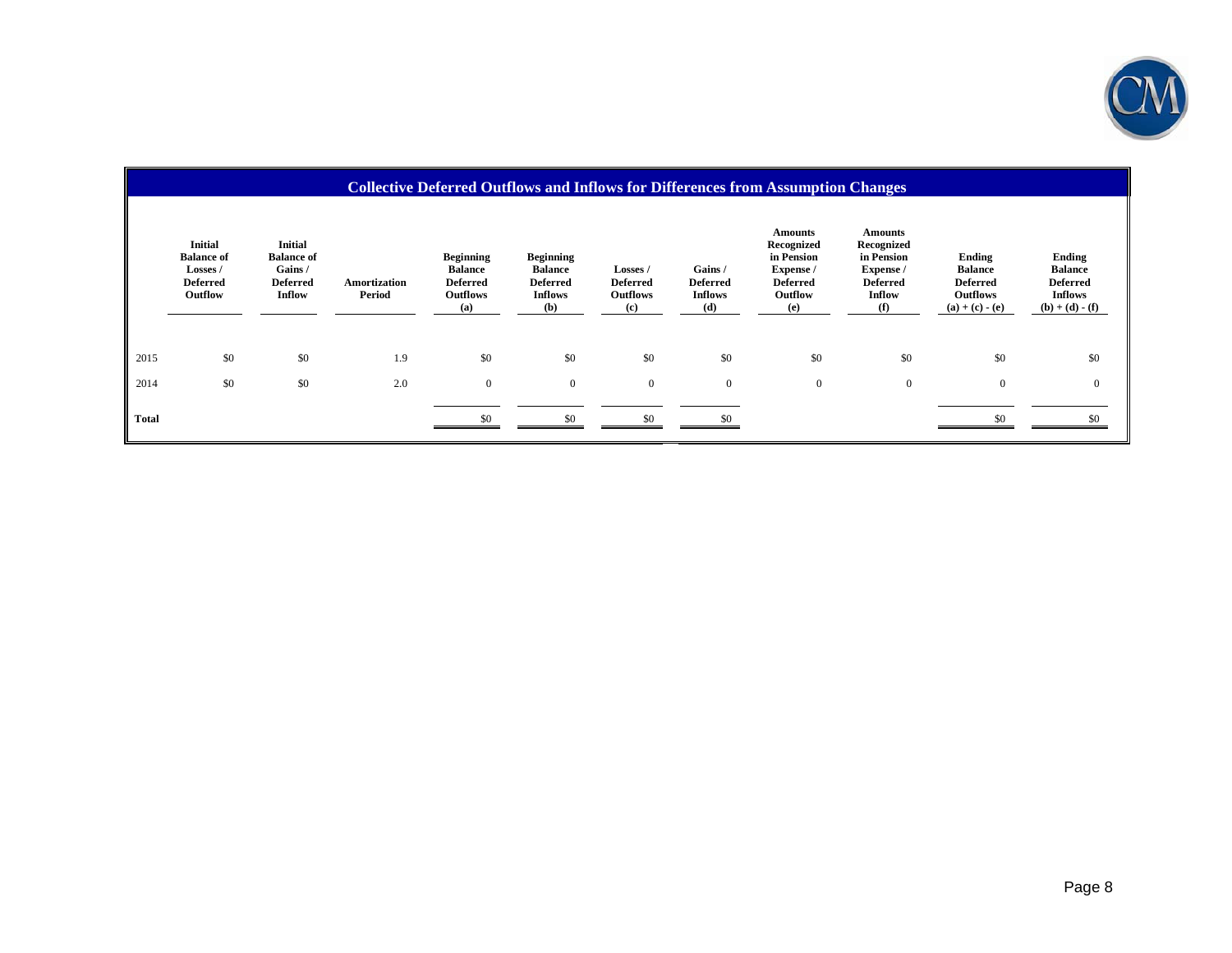## Collective Deferred Outflows and Inflows for Differences from Assumption Changes

| | Initial Balance of Losses / Deferred Outflow | Initial Balance of Gains / Deferred Inflow | Amortization Period | Beginning Balance Deferred Outflows (a) | Beginning Balance Deferred Inflows (b) | Losses / Deferred Outflows (c) | Gains / Deferred Inflows (d) | Amounts Recognized in Pension Expense / Deferred Outflow (e) | Amounts Recognized in Pension Expense / Deferred Inflow (f) | Ending Balance Deferred Outflows (a) + (c) - (e) | Ending Balance Deferred Inflows (b) + (d) - (f) |
|---|---|---|---|---|---|---|---|---|---|---|---|
| 2015 | $0 | $0 | 1.9 | $0 | $0 | $0 | $0 | $0 | $0 | $0 | $0 |
| 2014 | $0 | $0 | 2.0 | 0 | 0 | 0 | 0 | 0 | 0 | 0 | 0 |
| **Total** | | | | $0 | $0 | $0 | $0 | | | $0 | $0 |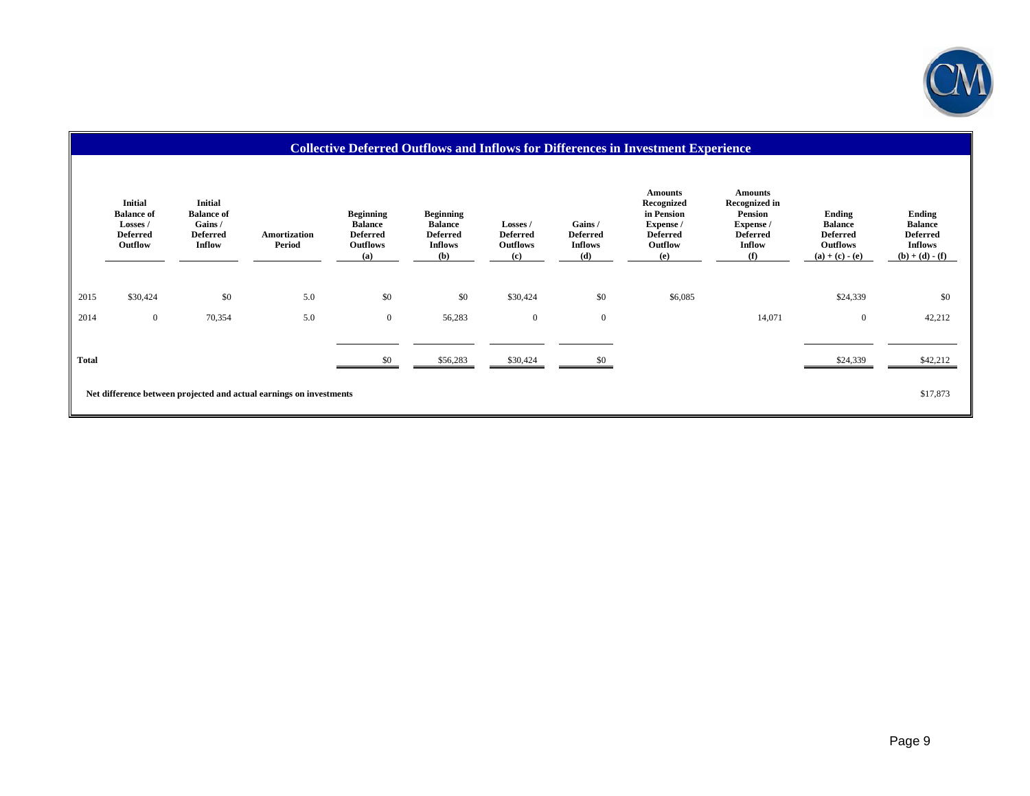## Collective Deferred Outflows and Inflows for Differences in Investment Experience

| | Initial Balance of Losses / Deferred Outflow | Initial Balance of Gains / Deferred Inflow | Amortization Period | Beginning Balance Deferred Outflows (a) | Beginning Balance Deferred Inflows (b) | Losses / Deferred Outflows (c) | Gains / Deferred Inflows (d) | Amounts Recognized in Pension Expense / Deferred Outflow (e) | Amounts Recognized in Pension Expense / Deferred Inflow (f) | Ending Balance Deferred Outflows (a) + (c) - (e) | Ending Balance Deferred Inflows (b) + (d) - (f) |
|---|---|---|---|---|---|---|---|---|---|---|---|
| 2015 | $30,424 | $0 | 5.0 | $0 | $0 | $30,424 | $0 | $6,085 | | $24,339 | $0 |
| 2014 | 0 | 70,354 | 5.0 | 0 | 56,283 | 0 | 0 | | 14,071 | 0 | 42,212 |
| **Total** | | | | $0 | $56,283 | $30,424 | $0 | | | $24,339 | $42,212 |

**Net difference between projected and actual earnings on investments** $17,873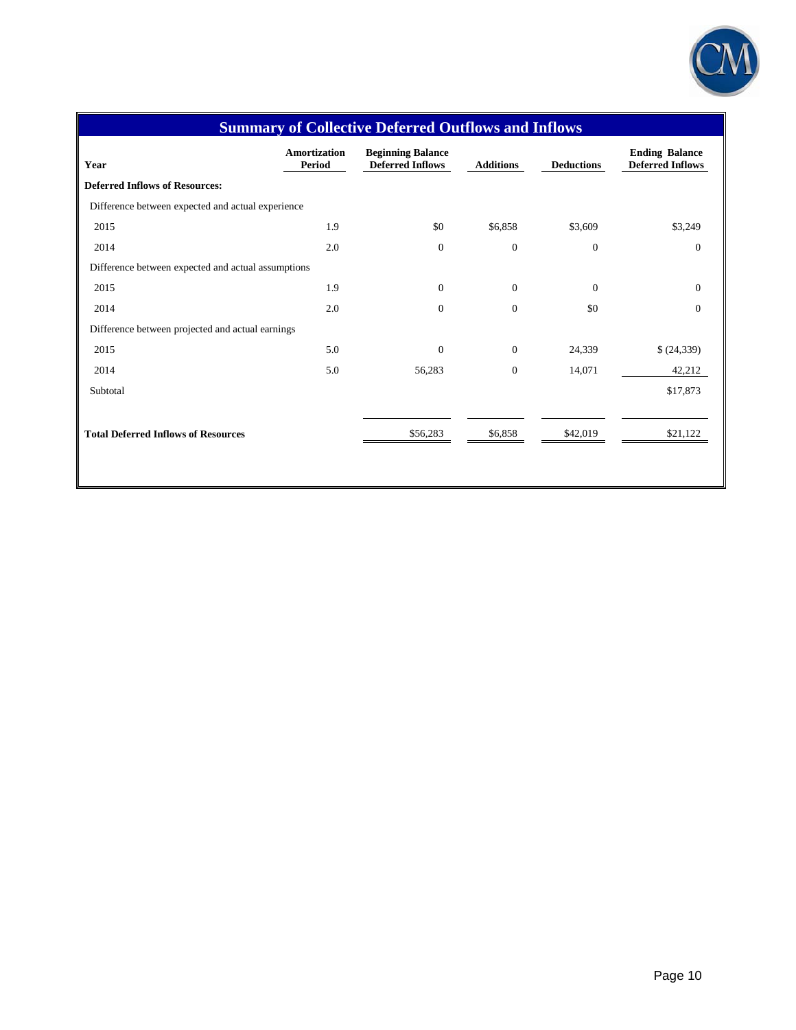## Summary of Collective Deferred Outflows and Inflows

| Year | Amortization Period | Beginning Balance Deferred Inflows | Additions | Deductions | Ending Balance Deferred Inflows |
|---|---|---|---|---|---|
| **Deferred Inflows of Resources:** | | | | | |
| Difference between expected and actual experience | | | | | |
| 2015 | 1.9 | $0 | $6,858 | $3,609 | $3,249 |
| 2014 | 2.0 | 0 | 0 | 0 | 0 |
| Difference between expected and actual assumptions | | | | | |
| 2015 | 1.9 | 0 | 0 | 0 | 0 |
| 2014 | 2.0 | 0 | 0 | $0 | 0 |
| Difference between projected and actual earnings | | | | | |
| 2015 | 5.0 | 0 | 0 | 24,339 | $ (24,339) |
| 2014 | 5.0 | 56,283 | 0 | 14,071 | 42,212 |
| Subtotal | | | | | $17,873 |
| **Total Deferred Inflows of Resources** | | $56,283 | $6,858 | $42,019 | $21,122 |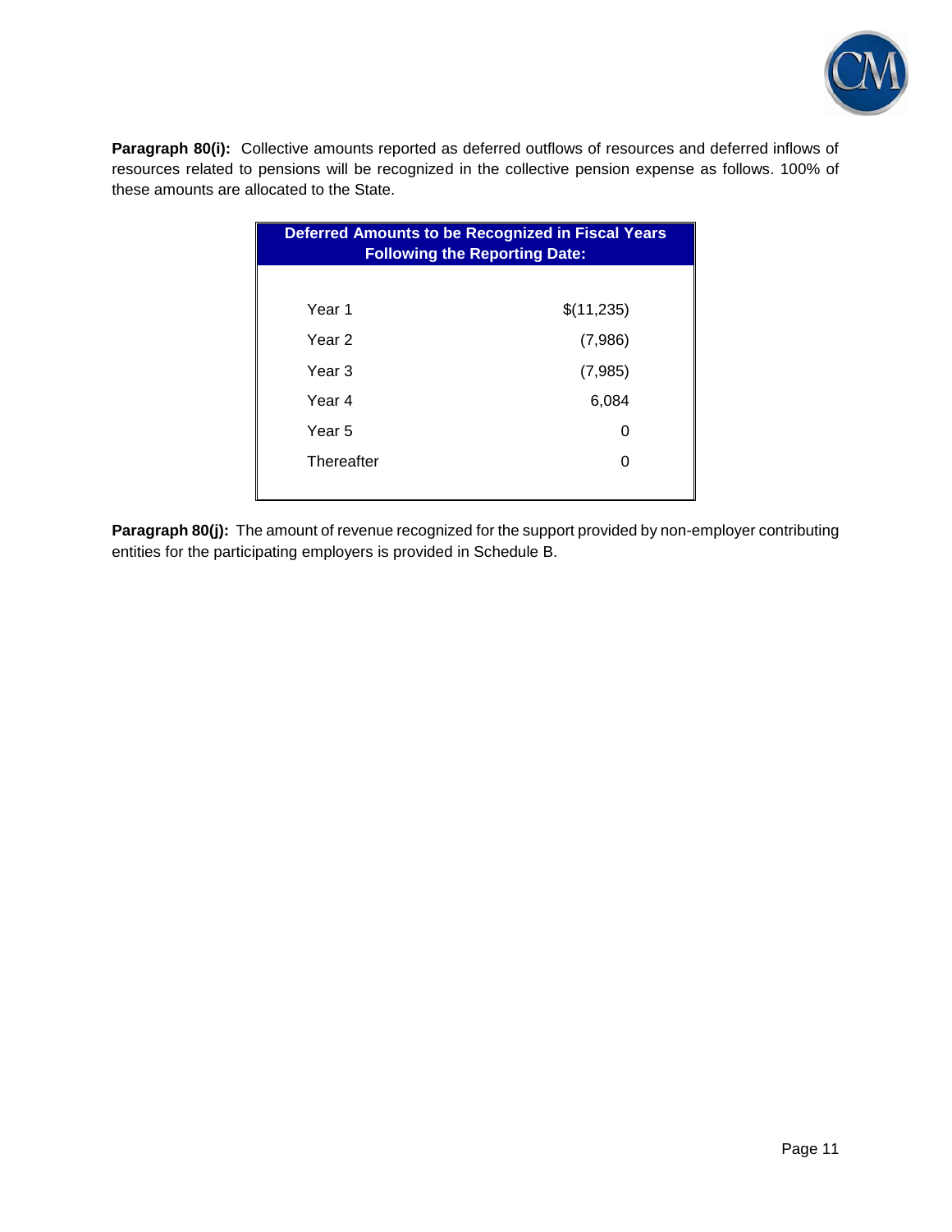**Paragraph 80(i):** Collective amounts reported as deferred outflows of resources and deferred inflows of resources related to pensions will be recognized in the collective pension expense as follows. 100% of these amounts are allocated to the State.

| Deferred Amounts to be Recognized in Fiscal Years Following the Reporting Date: | |
|---|---|
| Year 1 | $(11,235) |
| Year 2 | (7,986) |
| Year 3 | (7,985) |
| Year 4 | 6,084 |
| Year 5 | 0 |
| Thereafter | 0 |

**Paragraph 80(j):** The amount of revenue recognized for the support provided by non-employer contributing entities for the participating employers is provided in Schedule B.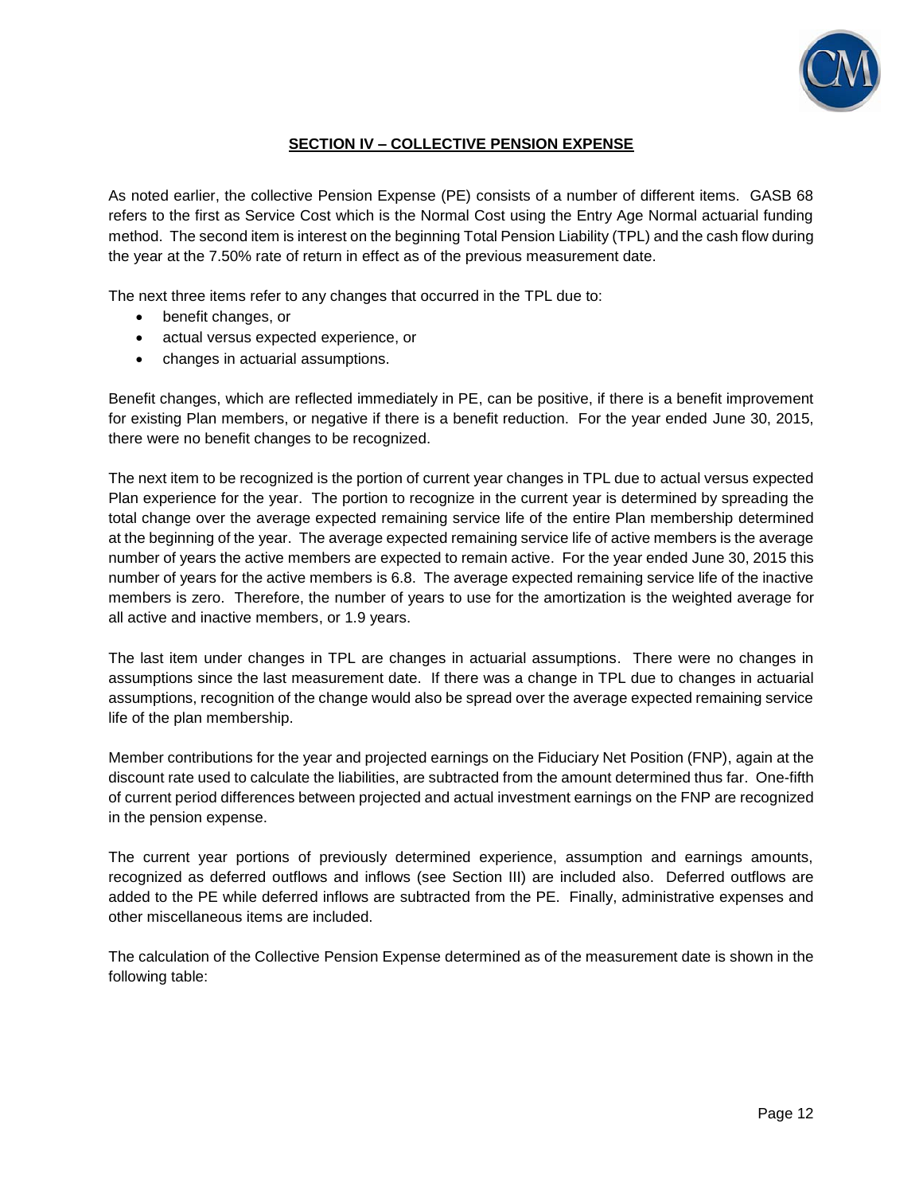## SECTION IV – COLLECTIVE PENSION EXPENSE

As noted earlier, the collective Pension Expense (PE) consists of a number of different items. GASB 68 refers to the first as Service Cost which is the Normal Cost using the Entry Age Normal actuarial funding method. The second item is interest on the beginning Total Pension Liability (TPL) and the cash flow during the year at the 7.50% rate of return in effect as of the previous measurement date.

The next three items refer to any changes that occurred in the TPL due to:

- benefit changes, or
- actual versus expected experience, or
- changes in actuarial assumptions.

Benefit changes, which are reflected immediately in PE, can be positive, if there is a benefit improvement for existing Plan members, or negative if there is a benefit reduction. For the year ended June 30, 2015, there were no benefit changes to be recognized.

The next item to be recognized is the portion of current year changes in TPL due to actual versus expected Plan experience for the year. The portion to recognize in the current year is determined by spreading the total change over the average expected remaining service life of the entire Plan membership determined at the beginning of the year. The average expected remaining service life of active members is the average number of years the active members are expected to remain active. For the year ended June 30, 2015 this number of years for the active members is 6.8. The average expected remaining service life of the inactive members is zero. Therefore, the number of years to use for the amortization is the weighted average for all active and inactive members, or 1.9 years.

The last item under changes in TPL are changes in actuarial assumptions. There were no changes in assumptions since the last measurement date. If there was a change in TPL due to changes in actuarial assumptions, recognition of the change would also be spread over the average expected remaining service life of the plan membership.

Member contributions for the year and projected earnings on the Fiduciary Net Position (FNP), again at the discount rate used to calculate the liabilities, are subtracted from the amount determined thus far. One-fifth of current period differences between projected and actual investment earnings on the FNP are recognized in the pension expense.

The current year portions of previously determined experience, assumption and earnings amounts, recognized as deferred outflows and inflows (see Section III) are included also. Deferred outflows are added to the PE while deferred inflows are subtracted from the PE. Finally, administrative expenses and other miscellaneous items are included.

The calculation of the Collective Pension Expense determined as of the measurement date is shown in the following table: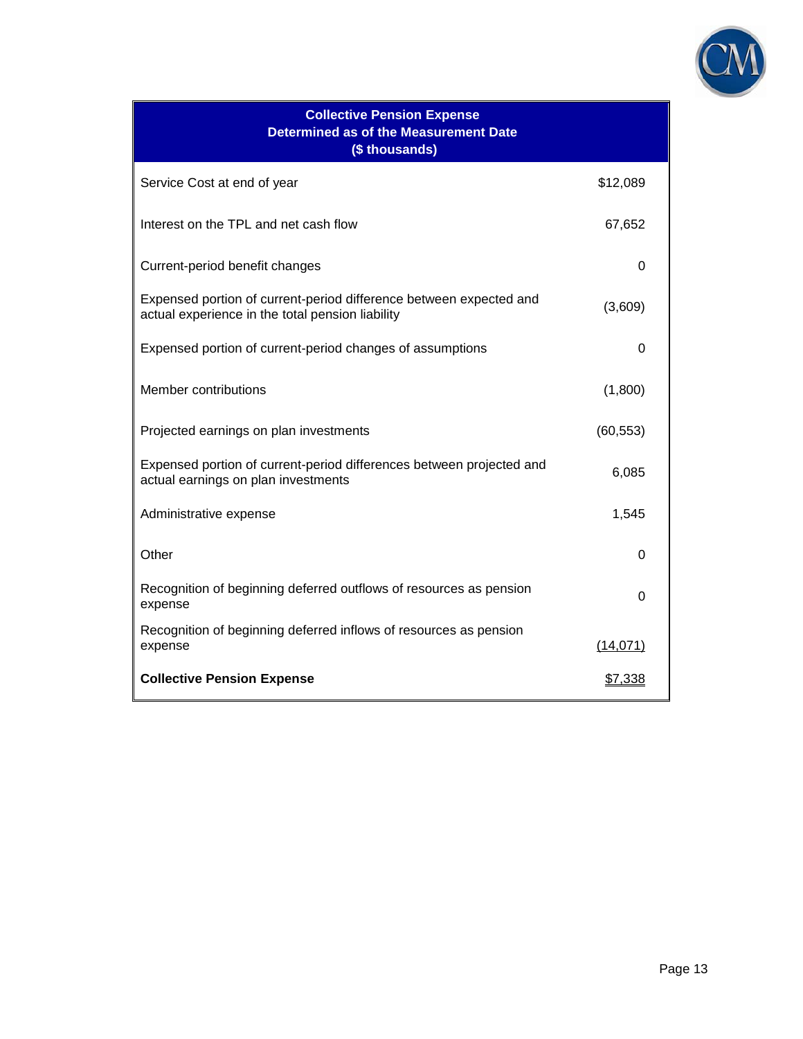| Collective Pension Expense Determined as of the Measurement Date ($ thousands) | |
|---|---|
| Service Cost at end of year | $12,089 |
| Interest on the TPL and net cash flow | 67,652 |
| Current-period benefit changes | 0 |
| Expensed portion of current-period difference between expected and actual experience in the total pension liability | (3,609) |
| Expensed portion of current-period changes of assumptions | 0 |
| Member contributions | (1,800) |
| Projected earnings on plan investments | (60,553) |
| Expensed portion of current-period differences between projected and actual earnings on plan investments | 6,085 |
| Administrative expense | 1,545 |
| Other | 0 |
| Recognition of beginning deferred outflows of resources as pension expense | 0 |
| Recognition of beginning deferred inflows of resources as pension expense | (14,071) |
| **Collective Pension Expense** | $7,338 |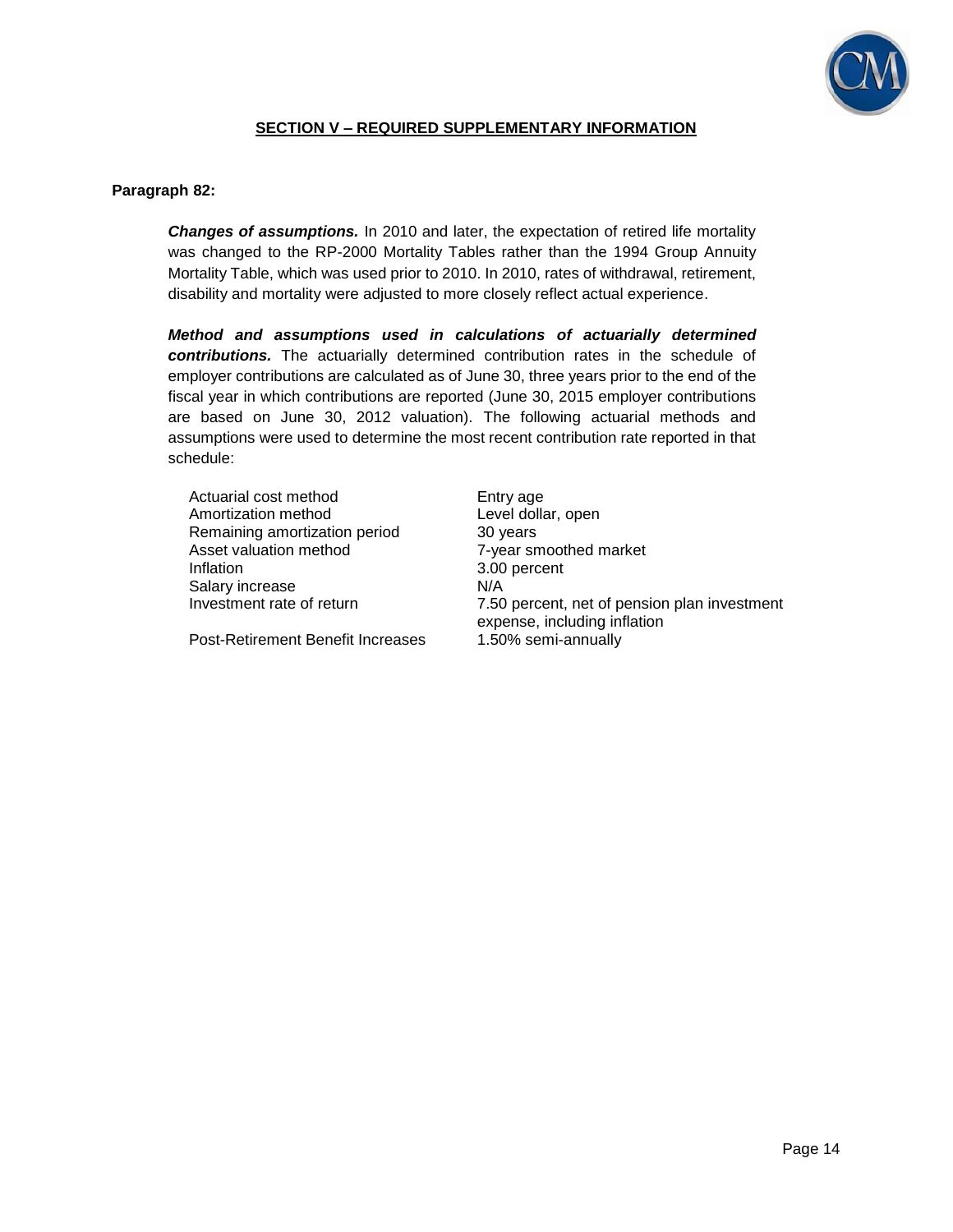## SECTION V – REQUIRED SUPPLEMENTARY INFORMATION

**Paragraph 82:**

***Changes of assumptions.*** In 2010 and later, the expectation of retired life mortality was changed to the RP-2000 Mortality Tables rather than the 1994 Group Annuity Mortality Table, which was used prior to 2010. In 2010, rates of withdrawal, retirement, disability and mortality were adjusted to more closely reflect actual experience.

***Method and assumptions used in calculations of actuarially determined contributions.*** The actuarially determined contribution rates in the schedule of employer contributions are calculated as of June 30, three years prior to the end of the fiscal year in which contributions are reported (June 30, 2015 employer contributions are based on June 30, 2012 valuation). The following actuarial methods and assumptions were used to determine the most recent contribution rate reported in that schedule:

| | |
|---|---|
| Actuarial cost method | Entry age |
| Amortization method | Level dollar, open |
| Remaining amortization period | 30 years |
| Asset valuation method | 7-year smoothed market |
| Inflation | 3.00 percent |
| Salary increase | N/A |
| Investment rate of return | 7.50 percent, net of pension plan investment expense, including inflation |
| Post-Retirement Benefit Increases | 1.50% semi-annually |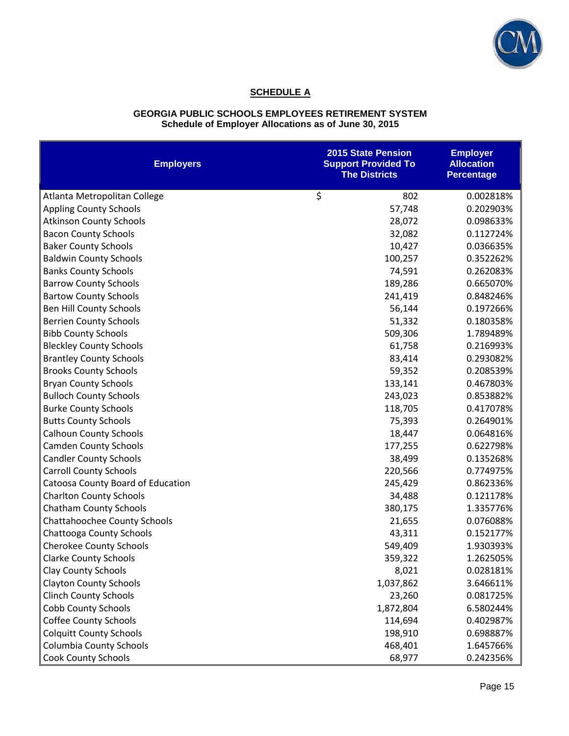**SCHEDULE A**

**GEORGIA PUBLIC SCHOOLS EMPLOYEES RETIREMENT SYSTEM**
**Schedule of Employer Allocations as of June 30, 2015**

| Employers | 2015 State Pension Support Provided To The Districts | Employer Allocation Percentage |
|---|---|---|
| Atlanta Metropolitan College | $ 802 | 0.002818% |
| Appling County Schools | 57,748 | 0.202903% |
| Atkinson County Schools | 28,072 | 0.098633% |
| Bacon County Schools | 32,082 | 0.112724% |
| Baker County Schools | 10,427 | 0.036635% |
| Baldwin County Schools | 100,257 | 0.352262% |
| Banks County Schools | 74,591 | 0.262083% |
| Barrow County Schools | 189,286 | 0.665070% |
| Bartow County Schools | 241,419 | 0.848246% |
| Ben Hill County Schools | 56,144 | 0.197266% |
| Berrien County Schools | 51,332 | 0.180358% |
| Bibb County Schools | 509,306 | 1.789489% |
| Bleckley County Schools | 61,758 | 0.216993% |
| Brantley County Schools | 83,414 | 0.293082% |
| Brooks County Schools | 59,352 | 0.208539% |
| Bryan County Schools | 133,141 | 0.467803% |
| Bulloch County Schools | 243,023 | 0.853882% |
| Burke County Schools | 118,705 | 0.417078% |
| Butts County Schools | 75,393 | 0.264901% |
| Calhoun County Schools | 18,447 | 0.064816% |
| Camden County Schools | 177,255 | 0.622798% |
| Candler County Schools | 38,499 | 0.135268% |
| Carroll County Schools | 220,566 | 0.774975% |
| Catoosa County Board of Education | 245,429 | 0.862336% |
| Charlton County Schools | 34,488 | 0.121178% |
| Chatham County Schools | 380,175 | 1.335776% |
| Chattahoochee County Schools | 21,655 | 0.076088% |
| Chattooga County Schools | 43,311 | 0.152177% |
| Cherokee County Schools | 549,409 | 1.930393% |
| Clarke County Schools | 359,322 | 1.262505% |
| Clay County Schools | 8,021 | 0.028181% |
| Clayton County Schools | 1,037,862 | 3.646611% |
| Clinch County Schools | 23,260 | 0.081725% |
| Cobb County Schools | 1,872,804 | 6.580244% |
| Coffee County Schools | 114,694 | 0.402987% |
| Colquitt County Schools | 198,910 | 0.698887% |
| Columbia County Schools | 468,401 | 1.645766% |
| Cook County Schools | 68,977 | 0.242356% |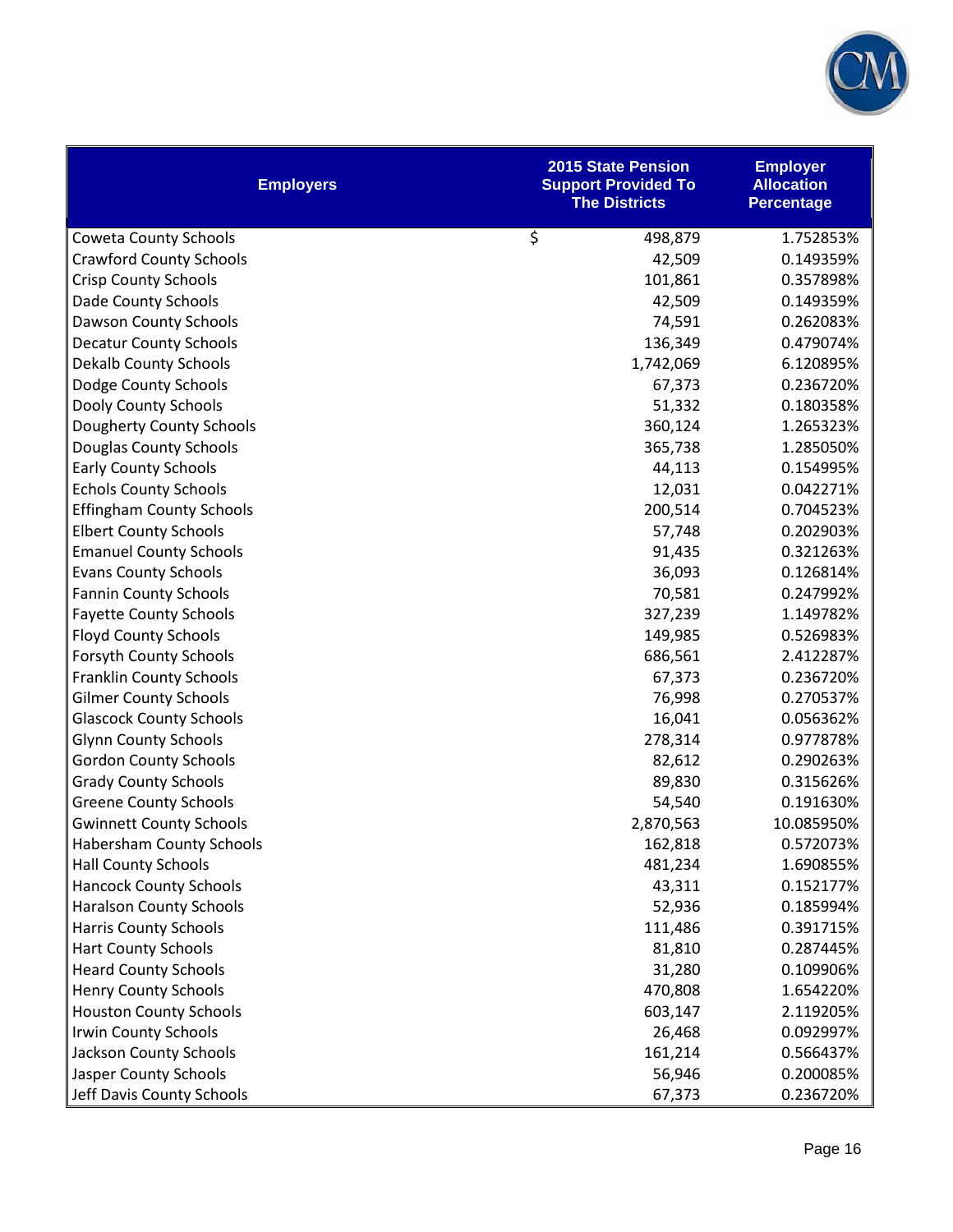| Employers | 2015 State Pension Support Provided To The Districts | Employer Allocation Percentage |
|---|---|---|
| Coweta County Schools | $ 498,879 | 1.752853% |
| Crawford County Schools | 42,509 | 0.149359% |
| Crisp County Schools | 101,861 | 0.357898% |
| Dade County Schools | 42,509 | 0.149359% |
| Dawson County Schools | 74,591 | 0.262083% |
| Decatur County Schools | 136,349 | 0.479074% |
| Dekalb County Schools | 1,742,069 | 6.120895% |
| Dodge County Schools | 67,373 | 0.236720% |
| Dooly County Schools | 51,332 | 0.180358% |
| Dougherty County Schools | 360,124 | 1.265323% |
| Douglas County Schools | 365,738 | 1.285050% |
| Early County Schools | 44,113 | 0.154995% |
| Echols County Schools | 12,031 | 0.042271% |
| Effingham County Schools | 200,514 | 0.704523% |
| Elbert County Schools | 57,748 | 0.202903% |
| Emanuel County Schools | 91,435 | 0.321263% |
| Evans County Schools | 36,093 | 0.126814% |
| Fannin County Schools | 70,581 | 0.247992% |
| Fayette County Schools | 327,239 | 1.149782% |
| Floyd County Schools | 149,985 | 0.526983% |
| Forsyth County Schools | 686,561 | 2.412287% |
| Franklin County Schools | 67,373 | 0.236720% |
| Gilmer County Schools | 76,998 | 0.270537% |
| Glascock County Schools | 16,041 | 0.056362% |
| Glynn County Schools | 278,314 | 0.977878% |
| Gordon County Schools | 82,612 | 0.290263% |
| Grady County Schools | 89,830 | 0.315626% |
| Greene County Schools | 54,540 | 0.191630% |
| Gwinnett County Schools | 2,870,563 | 10.085950% |
| Habersham County Schools | 162,818 | 0.572073% |
| Hall County Schools | 481,234 | 1.690855% |
| Hancock County Schools | 43,311 | 0.152177% |
| Haralson County Schools | 52,936 | 0.185994% |
| Harris County Schools | 111,486 | 0.391715% |
| Hart County Schools | 81,810 | 0.287445% |
| Heard County Schools | 31,280 | 0.109906% |
| Henry County Schools | 470,808 | 1.654220% |
| Houston County Schools | 603,147 | 2.119205% |
| Irwin County Schools | 26,468 | 0.092997% |
| Jackson County Schools | 161,214 | 0.566437% |
| Jasper County Schools | 56,946 | 0.200085% |
| Jeff Davis County Schools | 67,373 | 0.236720% |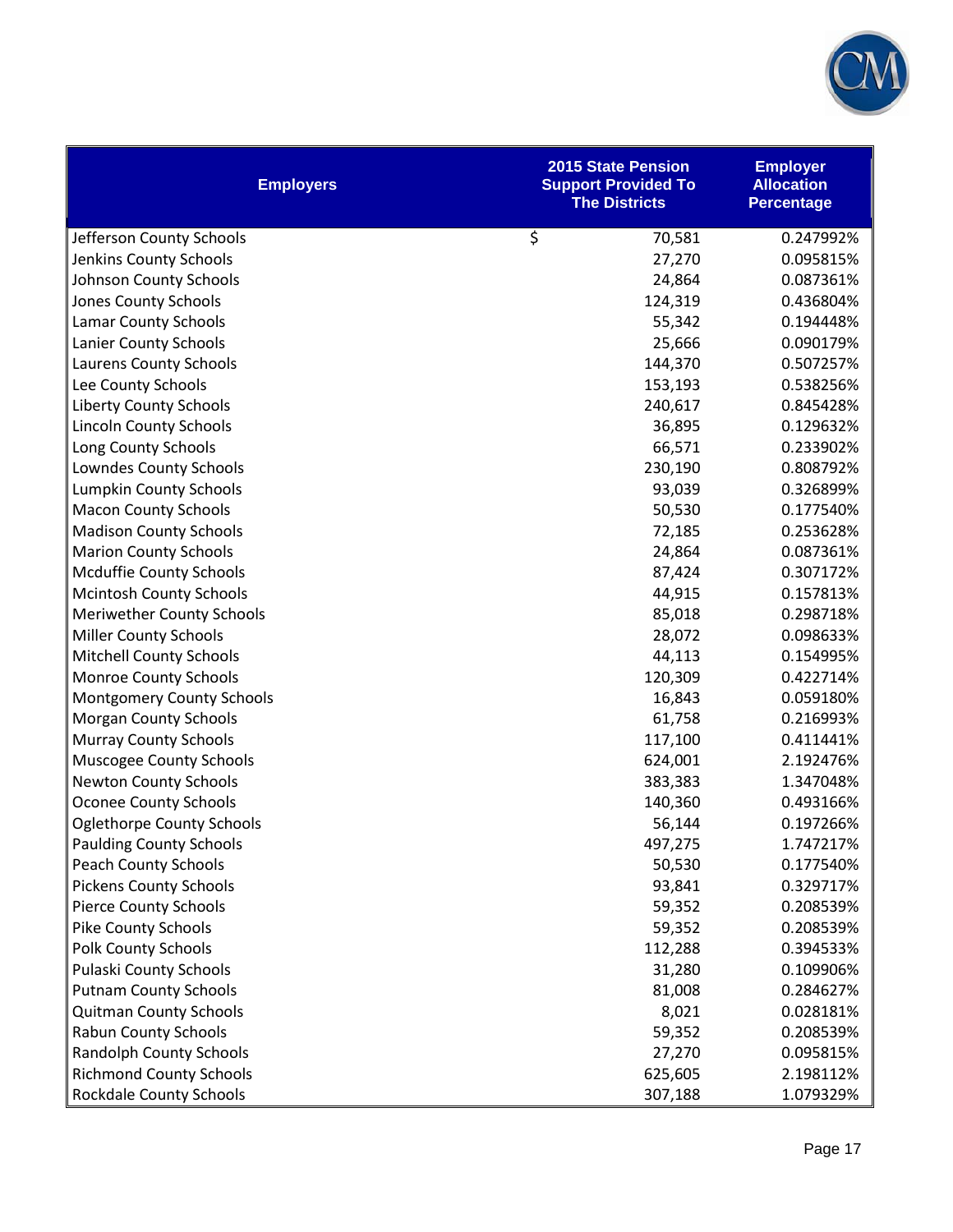| Employers | 2015 State Pension Support Provided To The Districts | Employer Allocation Percentage |
|---|---|---|
| Jefferson County Schools | $ 70,581 | 0.247992% |
| Jenkins County Schools | 27,270 | 0.095815% |
| Johnson County Schools | 24,864 | 0.087361% |
| Jones County Schools | 124,319 | 0.436804% |
| Lamar County Schools | 55,342 | 0.194448% |
| Lanier County Schools | 25,666 | 0.090179% |
| Laurens County Schools | 144,370 | 0.507257% |
| Lee County Schools | 153,193 | 0.538256% |
| Liberty County Schools | 240,617 | 0.845428% |
| Lincoln County Schools | 36,895 | 0.129632% |
| Long County Schools | 66,571 | 0.233902% |
| Lowndes County Schools | 230,190 | 0.808792% |
| Lumpkin County Schools | 93,039 | 0.326899% |
| Macon County Schools | 50,530 | 0.177540% |
| Madison County Schools | 72,185 | 0.253628% |
| Marion County Schools | 24,864 | 0.087361% |
| Mcduffie County Schools | 87,424 | 0.307172% |
| Mcintosh County Schools | 44,915 | 0.157813% |
| Meriwether County Schools | 85,018 | 0.298718% |
| Miller County Schools | 28,072 | 0.098633% |
| Mitchell County Schools | 44,113 | 0.154995% |
| Monroe County Schools | 120,309 | 0.422714% |
| Montgomery County Schools | 16,843 | 0.059180% |
| Morgan County Schools | 61,758 | 0.216993% |
| Murray County Schools | 117,100 | 0.411441% |
| Muscogee County Schools | 624,001 | 2.192476% |
| Newton County Schools | 383,383 | 1.347048% |
| Oconee County Schools | 140,360 | 0.493166% |
| Oglethorpe County Schools | 56,144 | 0.197266% |
| Paulding County Schools | 497,275 | 1.747217% |
| Peach County Schools | 50,530 | 0.177540% |
| Pickens County Schools | 93,841 | 0.329717% |
| Pierce County Schools | 59,352 | 0.208539% |
| Pike County Schools | 59,352 | 0.208539% |
| Polk County Schools | 112,288 | 0.394533% |
| Pulaski County Schools | 31,280 | 0.109906% |
| Putnam County Schools | 81,008 | 0.284627% |
| Quitman County Schools | 8,021 | 0.028181% |
| Rabun County Schools | 59,352 | 0.208539% |
| Randolph County Schools | 27,270 | 0.095815% |
| Richmond County Schools | 625,605 | 2.198112% |
| Rockdale County Schools | 307,188 | 1.079329% |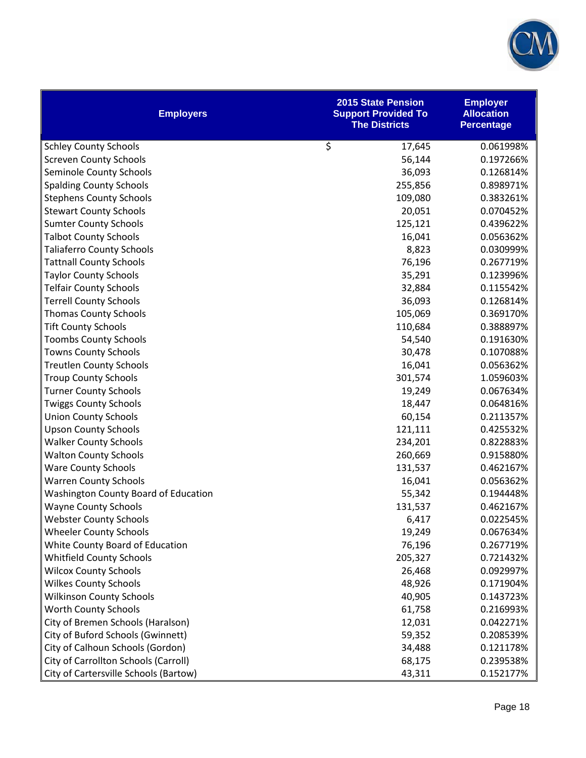| Employers | 2015 State Pension Support Provided To The Districts | Employer Allocation Percentage |
|---|---|---|
| Schley County Schools | $ 17,645 | 0.061998% |
| Screven County Schools | 56,144 | 0.197266% |
| Seminole County Schools | 36,093 | 0.126814% |
| Spalding County Schools | 255,856 | 0.898971% |
| Stephens County Schools | 109,080 | 0.383261% |
| Stewart County Schools | 20,051 | 0.070452% |
| Sumter County Schools | 125,121 | 0.439622% |
| Talbot County Schools | 16,041 | 0.056362% |
| Taliaferro County Schools | 8,823 | 0.030999% |
| Tattnall County Schools | 76,196 | 0.267719% |
| Taylor County Schools | 35,291 | 0.123996% |
| Telfair County Schools | 32,884 | 0.115542% |
| Terrell County Schools | 36,093 | 0.126814% |
| Thomas County Schools | 105,069 | 0.369170% |
| Tift County Schools | 110,684 | 0.388897% |
| Toombs County Schools | 54,540 | 0.191630% |
| Towns County Schools | 30,478 | 0.107088% |
| Treutlen County Schools | 16,041 | 0.056362% |
| Troup County Schools | 301,574 | 1.059603% |
| Turner County Schools | 19,249 | 0.067634% |
| Twiggs County Schools | 18,447 | 0.064816% |
| Union County Schools | 60,154 | 0.211357% |
| Upson County Schools | 121,111 | 0.425532% |
| Walker County Schools | 234,201 | 0.822883% |
| Walton County Schools | 260,669 | 0.915880% |
| Ware County Schools | 131,537 | 0.462167% |
| Warren County Schools | 16,041 | 0.056362% |
| Washington County Board of Education | 55,342 | 0.194448% |
| Wayne County Schools | 131,537 | 0.462167% |
| Webster County Schools | 6,417 | 0.022545% |
| Wheeler County Schools | 19,249 | 0.067634% |
| White County Board of Education | 76,196 | 0.267719% |
| Whitfield County Schools | 205,327 | 0.721432% |
| Wilcox County Schools | 26,468 | 0.092997% |
| Wilkes County Schools | 48,926 | 0.171904% |
| Wilkinson County Schools | 40,905 | 0.143723% |
| Worth County Schools | 61,758 | 0.216993% |
| City of Bremen Schools (Haralson) | 12,031 | 0.042271% |
| City of Buford Schools (Gwinnett) | 59,352 | 0.208539% |
| City of Calhoun Schools (Gordon) | 34,488 | 0.121178% |
| City of Carrollton Schools (Carroll) | 68,175 | 0.239538% |
| City of Cartersville Schools (Bartow) | 43,311 | 0.152177% |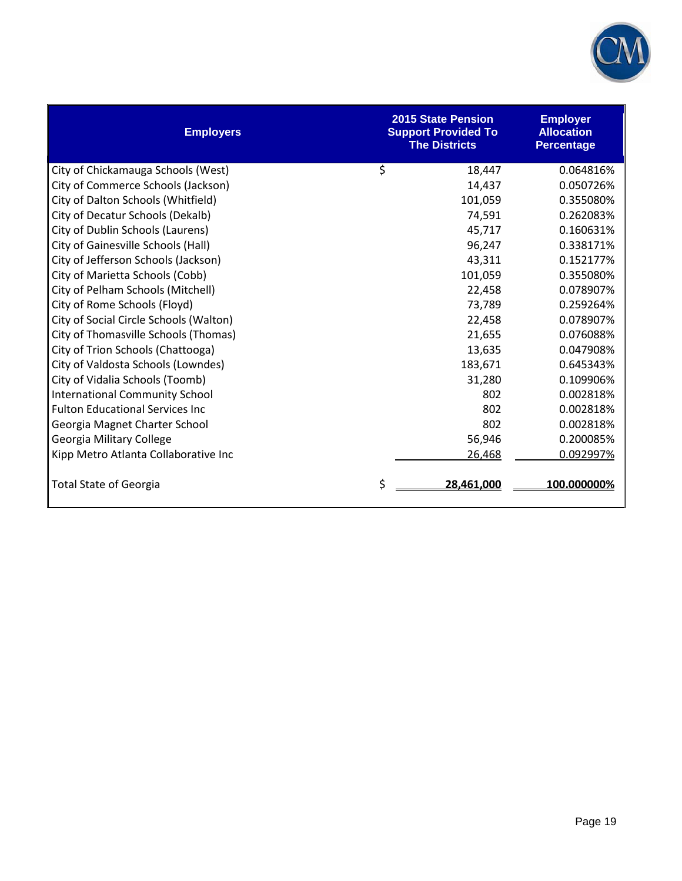| Employers | 2015 State Pension Support Provided To The Districts | Employer Allocation Percentage |
|---|---|---|
| City of Chickamauga Schools (West) | $ 18,447 | 0.064816% |
| City of Commerce Schools (Jackson) | 14,437 | 0.050726% |
| City of Dalton Schools (Whitfield) | 101,059 | 0.355080% |
| City of Decatur Schools (Dekalb) | 74,591 | 0.262083% |
| City of Dublin Schools (Laurens) | 45,717 | 0.160631% |
| City of Gainesville Schools (Hall) | 96,247 | 0.338171% |
| City of Jefferson Schools (Jackson) | 43,311 | 0.152177% |
| City of Marietta Schools (Cobb) | 101,059 | 0.355080% |
| City of Pelham Schools (Mitchell) | 22,458 | 0.078907% |
| City of Rome Schools (Floyd) | 73,789 | 0.259264% |
| City of Social Circle Schools (Walton) | 22,458 | 0.078907% |
| City of Thomasville Schools (Thomas) | 21,655 | 0.076088% |
| City of Trion Schools (Chattooga) | 13,635 | 0.047908% |
| City of Valdosta Schools (Lowndes) | 183,671 | 0.645343% |
| City of Vidalia Schools (Toomb) | 31,280 | 0.109906% |
| International Community School | 802 | 0.002818% |
| Fulton Educational Services Inc | 802 | 0.002818% |
| Georgia Magnet Charter School | 802 | 0.002818% |
| Georgia Military College | 56,946 | 0.200085% |
| Kipp Metro Atlanta Collaborative Inc | 26,468 | 0.092997% |
| Total State of Georgia | $ 28,461,000 | 100.000000% |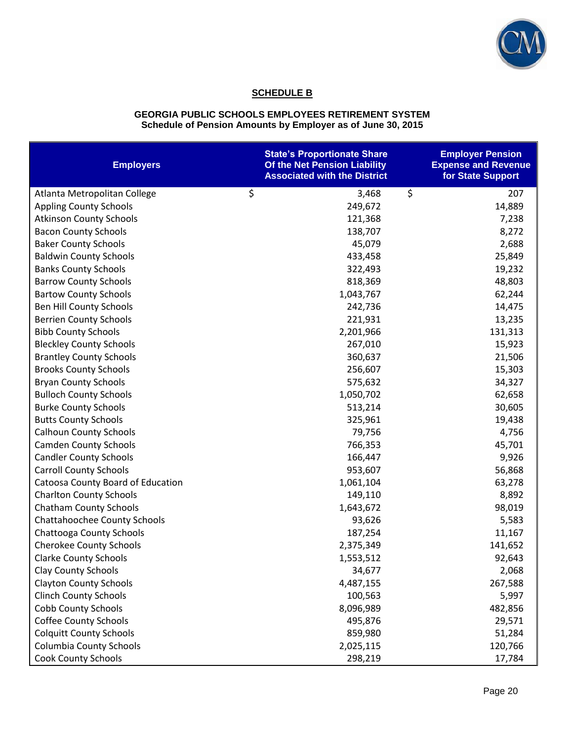## SCHEDULE B

**GEORGIA PUBLIC SCHOOLS EMPLOYEES RETIREMENT SYSTEM**
**Schedule of Pension Amounts by Employer as of June 30, 2015**

| Employers | State's Proportionate Share Of the Net Pension Liability Associated with the District | Employer Pension Expense and Revenue for State Support |
|---|---|---|
| Atlanta Metropolitan College | $ 3,468 | $ 207 |
| Appling County Schools | 249,672 | 14,889 |
| Atkinson County Schools | 121,368 | 7,238 |
| Bacon County Schools | 138,707 | 8,272 |
| Baker County Schools | 45,079 | 2,688 |
| Baldwin County Schools | 433,458 | 25,849 |
| Banks County Schools | 322,493 | 19,232 |
| Barrow County Schools | 818,369 | 48,803 |
| Bartow County Schools | 1,043,767 | 62,244 |
| Ben Hill County Schools | 242,736 | 14,475 |
| Berrien County Schools | 221,931 | 13,235 |
| Bibb County Schools | 2,201,966 | 131,313 |
| Bleckley County Schools | 267,010 | 15,923 |
| Brantley County Schools | 360,637 | 21,506 |
| Brooks County Schools | 256,607 | 15,303 |
| Bryan County Schools | 575,632 | 34,327 |
| Bulloch County Schools | 1,050,702 | 62,658 |
| Burke County Schools | 513,214 | 30,605 |
| Butts County Schools | 325,961 | 19,438 |
| Calhoun County Schools | 79,756 | 4,756 |
| Camden County Schools | 766,353 | 45,701 |
| Candler County Schools | 166,447 | 9,926 |
| Carroll County Schools | 953,607 | 56,868 |
| Catoosa County Board of Education | 1,061,104 | 63,278 |
| Charlton County Schools | 149,110 | 8,892 |
| Chatham County Schools | 1,643,672 | 98,019 |
| Chattahoochee County Schools | 93,626 | 5,583 |
| Chattooga County Schools | 187,254 | 11,167 |
| Cherokee County Schools | 2,375,349 | 141,652 |
| Clarke County Schools | 1,553,512 | 92,643 |
| Clay County Schools | 34,677 | 2,068 |
| Clayton County Schools | 4,487,155 | 267,588 |
| Clinch County Schools | 100,563 | 5,997 |
| Cobb County Schools | 8,096,989 | 482,856 |
| Coffee County Schools | 495,876 | 29,571 |
| Colquitt County Schools | 859,980 | 51,284 |
| Columbia County Schools | 2,025,115 | 120,766 |
| Cook County Schools | 298,219 | 17,784 |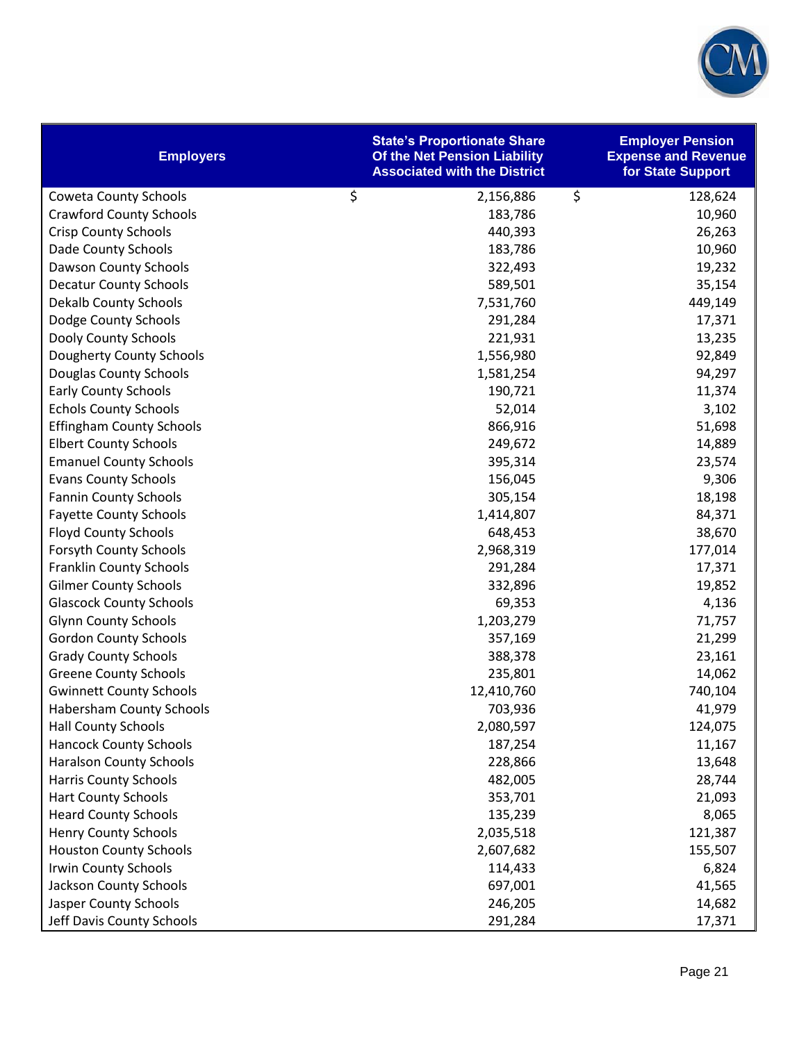| Employers | State's Proportionate Share Of the Net Pension Liability Associated with the District | Employer Pension Expense and Revenue for State Support |
|---|---|---|
| Coweta County Schools | $ 2,156,886 | $ 128,624 |
| Crawford County Schools | 183,786 | 10,960 |
| Crisp County Schools | 440,393 | 26,263 |
| Dade County Schools | 183,786 | 10,960 |
| Dawson County Schools | 322,493 | 19,232 |
| Decatur County Schools | 589,501 | 35,154 |
| Dekalb County Schools | 7,531,760 | 449,149 |
| Dodge County Schools | 291,284 | 17,371 |
| Dooly County Schools | 221,931 | 13,235 |
| Dougherty County Schools | 1,556,980 | 92,849 |
| Douglas County Schools | 1,581,254 | 94,297 |
| Early County Schools | 190,721 | 11,374 |
| Echols County Schools | 52,014 | 3,102 |
| Effingham County Schools | 866,916 | 51,698 |
| Elbert County Schools | 249,672 | 14,889 |
| Emanuel County Schools | 395,314 | 23,574 |
| Evans County Schools | 156,045 | 9,306 |
| Fannin County Schools | 305,154 | 18,198 |
| Fayette County Schools | 1,414,807 | 84,371 |
| Floyd County Schools | 648,453 | 38,670 |
| Forsyth County Schools | 2,968,319 | 177,014 |
| Franklin County Schools | 291,284 | 17,371 |
| Gilmer County Schools | 332,896 | 19,852 |
| Glascock County Schools | 69,353 | 4,136 |
| Glynn County Schools | 1,203,279 | 71,757 |
| Gordon County Schools | 357,169 | 21,299 |
| Grady County Schools | 388,378 | 23,161 |
| Greene County Schools | 235,801 | 14,062 |
| Gwinnett County Schools | 12,410,760 | 740,104 |
| Habersham County Schools | 703,936 | 41,979 |
| Hall County Schools | 2,080,597 | 124,075 |
| Hancock County Schools | 187,254 | 11,167 |
| Haralson County Schools | 228,866 | 13,648 |
| Harris County Schools | 482,005 | 28,744 |
| Hart County Schools | 353,701 | 21,093 |
| Heard County Schools | 135,239 | 8,065 |
| Henry County Schools | 2,035,518 | 121,387 |
| Houston County Schools | 2,607,682 | 155,507 |
| Irwin County Schools | 114,433 | 6,824 |
| Jackson County Schools | 697,001 | 41,565 |
| Jasper County Schools | 246,205 | 14,682 |
| Jeff Davis County Schools | 291,284 | 17,371 |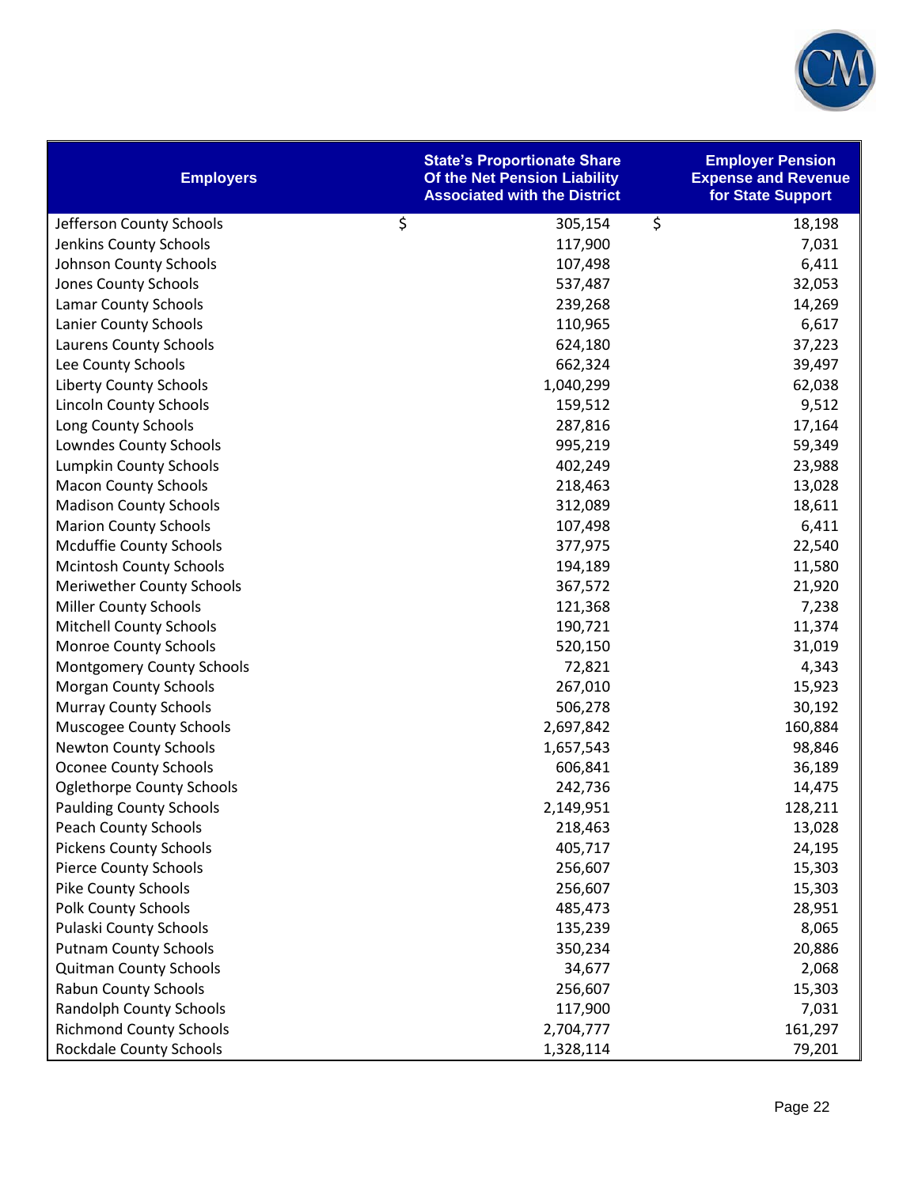| Employers | State's Proportionate Share Of the Net Pension Liability Associated with the District | Employer Pension Expense and Revenue for State Support |
|---|---|---|
| Jefferson County Schools | $ 305,154 | $ 18,198 |
| Jenkins County Schools | 117,900 | 7,031 |
| Johnson County Schools | 107,498 | 6,411 |
| Jones County Schools | 537,487 | 32,053 |
| Lamar County Schools | 239,268 | 14,269 |
| Lanier County Schools | 110,965 | 6,617 |
| Laurens County Schools | 624,180 | 37,223 |
| Lee County Schools | 662,324 | 39,497 |
| Liberty County Schools | 1,040,299 | 62,038 |
| Lincoln County Schools | 159,512 | 9,512 |
| Long County Schools | 287,816 | 17,164 |
| Lowndes County Schools | 995,219 | 59,349 |
| Lumpkin County Schools | 402,249 | 23,988 |
| Macon County Schools | 218,463 | 13,028 |
| Madison County Schools | 312,089 | 18,611 |
| Marion County Schools | 107,498 | 6,411 |
| Mcduffie County Schools | 377,975 | 22,540 |
| Mcintosh County Schools | 194,189 | 11,580 |
| Meriwether County Schools | 367,572 | 21,920 |
| Miller County Schools | 121,368 | 7,238 |
| Mitchell County Schools | 190,721 | 11,374 |
| Monroe County Schools | 520,150 | 31,019 |
| Montgomery County Schools | 72,821 | 4,343 |
| Morgan County Schools | 267,010 | 15,923 |
| Murray County Schools | 506,278 | 30,192 |
| Muscogee County Schools | 2,697,842 | 160,884 |
| Newton County Schools | 1,657,543 | 98,846 |
| Oconee County Schools | 606,841 | 36,189 |
| Oglethorpe County Schools | 242,736 | 14,475 |
| Paulding County Schools | 2,149,951 | 128,211 |
| Peach County Schools | 218,463 | 13,028 |
| Pickens County Schools | 405,717 | 24,195 |
| Pierce County Schools | 256,607 | 15,303 |
| Pike County Schools | 256,607 | 15,303 |
| Polk County Schools | 485,473 | 28,951 |
| Pulaski County Schools | 135,239 | 8,065 |
| Putnam County Schools | 350,234 | 20,886 |
| Quitman County Schools | 34,677 | 2,068 |
| Rabun County Schools | 256,607 | 15,303 |
| Randolph County Schools | 117,900 | 7,031 |
| Richmond County Schools | 2,704,777 | 161,297 |
| Rockdale County Schools | 1,328,114 | 79,201 |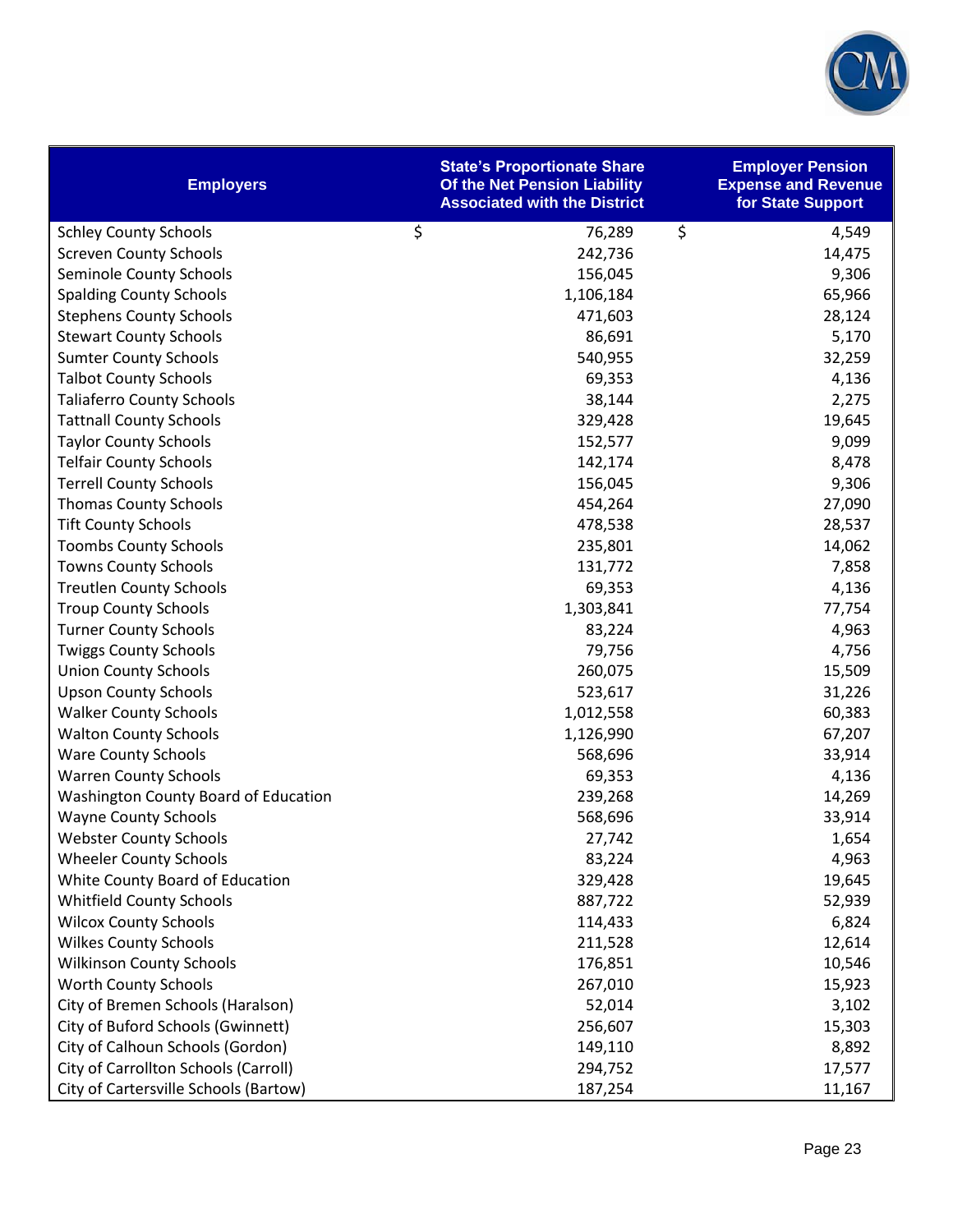| Employers | State's Proportionate Share Of the Net Pension Liability Associated with the District | Employer Pension Expense and Revenue for State Support |
|---|---|---|
| Schley County Schools | $ 76,289 | $ 4,549 |
| Screven County Schools | 242,736 | 14,475 |
| Seminole County Schools | 156,045 | 9,306 |
| Spalding County Schools | 1,106,184 | 65,966 |
| Stephens County Schools | 471,603 | 28,124 |
| Stewart County Schools | 86,691 | 5,170 |
| Sumter County Schools | 540,955 | 32,259 |
| Talbot County Schools | 69,353 | 4,136 |
| Taliaferro County Schools | 38,144 | 2,275 |
| Tattnall County Schools | 329,428 | 19,645 |
| Taylor County Schools | 152,577 | 9,099 |
| Telfair County Schools | 142,174 | 8,478 |
| Terrell County Schools | 156,045 | 9,306 |
| Thomas County Schools | 454,264 | 27,090 |
| Tift County Schools | 478,538 | 28,537 |
| Toombs County Schools | 235,801 | 14,062 |
| Towns County Schools | 131,772 | 7,858 |
| Treutlen County Schools | 69,353 | 4,136 |
| Troup County Schools | 1,303,841 | 77,754 |
| Turner County Schools | 83,224 | 4,963 |
| Twiggs County Schools | 79,756 | 4,756 |
| Union County Schools | 260,075 | 15,509 |
| Upson County Schools | 523,617 | 31,226 |
| Walker County Schools | 1,012,558 | 60,383 |
| Walton County Schools | 1,126,990 | 67,207 |
| Ware County Schools | 568,696 | 33,914 |
| Warren County Schools | 69,353 | 4,136 |
| Washington County Board of Education | 239,268 | 14,269 |
| Wayne County Schools | 568,696 | 33,914 |
| Webster County Schools | 27,742 | 1,654 |
| Wheeler County Schools | 83,224 | 4,963 |
| White County Board of Education | 329,428 | 19,645 |
| Whitfield County Schools | 887,722 | 52,939 |
| Wilcox County Schools | 114,433 | 6,824 |
| Wilkes County Schools | 211,528 | 12,614 |
| Wilkinson County Schools | 176,851 | 10,546 |
| Worth County Schools | 267,010 | 15,923 |
| City of Bremen Schools (Haralson) | 52,014 | 3,102 |
| City of Buford Schools (Gwinnett) | 256,607 | 15,303 |
| City of Calhoun Schools (Gordon) | 149,110 | 8,892 |
| City of Carrollton Schools (Carroll) | 294,752 | 17,577 |
| City of Cartersville Schools (Bartow) | 187,254 | 11,167 |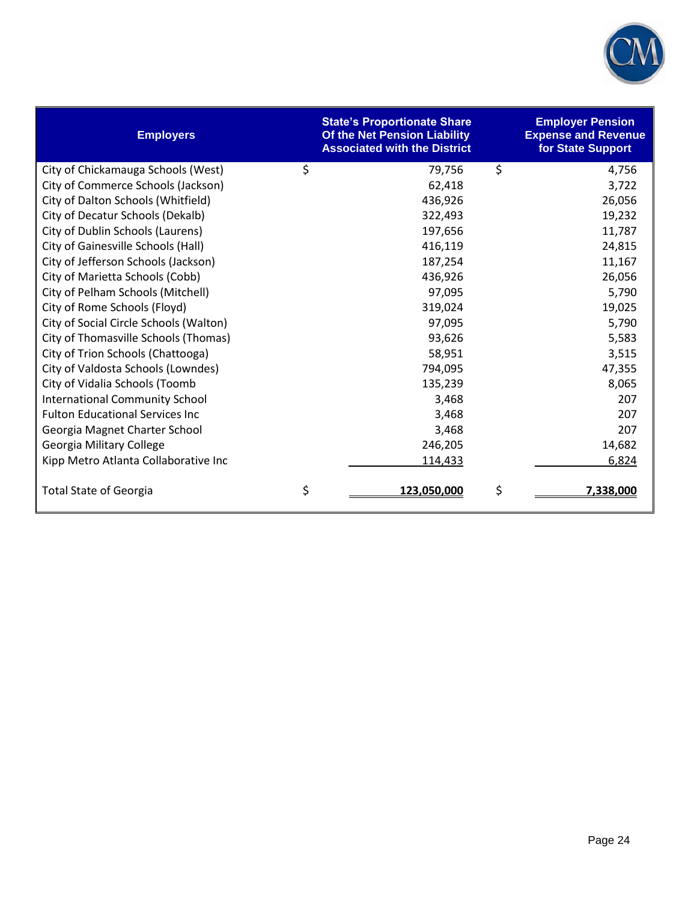| Employers | State's Proportionate Share Of the Net Pension Liability Associated with the District | Employer Pension Expense and Revenue for State Support |
|---|---|---|
| City of Chickamauga Schools (West) | $ 79,756 | $ 4,756 |
| City of Commerce Schools (Jackson) | 62,418 | 3,722 |
| City of Dalton Schools (Whitfield) | 436,926 | 26,056 |
| City of Decatur Schools (Dekalb) | 322,493 | 19,232 |
| City of Dublin Schools (Laurens) | 197,656 | 11,787 |
| City of Gainesville Schools (Hall) | 416,119 | 24,815 |
| City of Jefferson Schools (Jackson) | 187,254 | 11,167 |
| City of Marietta Schools (Cobb) | 436,926 | 26,056 |
| City of Pelham Schools (Mitchell) | 97,095 | 5,790 |
| City of Rome Schools (Floyd) | 319,024 | 19,025 |
| City of Social Circle Schools (Walton) | 97,095 | 5,790 |
| City of Thomasville Schools (Thomas) | 93,626 | 5,583 |
| City of Trion Schools (Chattooga) | 58,951 | 3,515 |
| City of Valdosta Schools (Lowndes) | 794,095 | 47,355 |
| City of Vidalia Schools (Toomb | 135,239 | 8,065 |
| International Community School | 3,468 | 207 |
| Fulton Educational Services Inc | 3,468 | 207 |
| Georgia Magnet Charter School | 3,468 | 207 |
| Georgia Military College | 246,205 | 14,682 |
| Kipp Metro Atlanta Collaborative Inc | 114,433 | 6,824 |
| Total State of Georgia | $ **123,050,000** | $ **7,338,000** |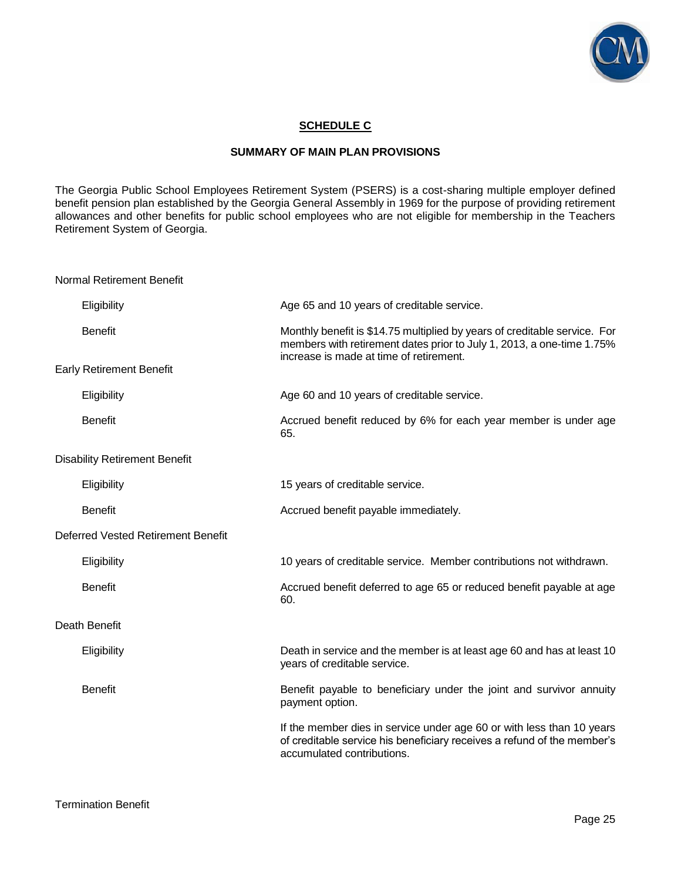## SCHEDULE C

### SUMMARY OF MAIN PLAN PROVISIONS

The Georgia Public School Employees Retirement System (PSERS) is a cost-sharing multiple employer defined benefit pension plan established by the Georgia General Assembly in 1969 for the purpose of providing retirement allowances and other benefits for public school employees who are not eligible for membership in the Teachers Retirement System of Georgia.

Normal Retirement Benefit

| | |
|---|---|
| Eligibility | Age 65 and 10 years of creditable service. |
| Benefit | Monthly benefit is $14.75 multiplied by years of creditable service. For members with retirement dates prior to July 1, 2013, a one-time 1.75% increase is made at time of retirement. |

Early Retirement Benefit

| | |
|---|---|
| Eligibility | Age 60 and 10 years of creditable service. |
| Benefit | Accrued benefit reduced by 6% for each year member is under age 65. |

Disability Retirement Benefit

| | |
|---|---|
| Eligibility | 15 years of creditable service. |
| Benefit | Accrued benefit payable immediately. |

Deferred Vested Retirement Benefit

| | |
|---|---|
| Eligibility | 10 years of creditable service. Member contributions not withdrawn. |
| Benefit | Accrued benefit deferred to age 65 or reduced benefit payable at age 60. |

Death Benefit

| | |
|---|---|
| Eligibility | Death in service and the member is at least age 60 and has at least 10 years of creditable service. |
| Benefit | Benefit payable to beneficiary under the joint and survivor annuity payment option. |
| | If the member dies in service under age 60 or with less than 10 years of creditable service his beneficiary receives a refund of the member's accumulated contributions. |

Termination Benefit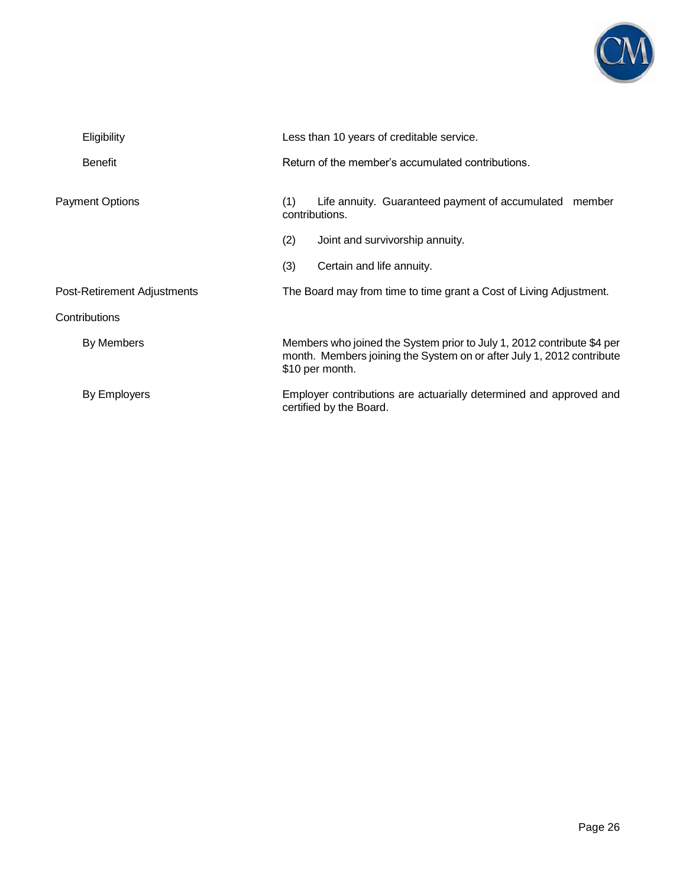| | |
|---|---|
| Eligibility | Less than 10 years of creditable service. |
| Benefit | Return of the member's accumulated contributions. |

| | |
|---|---|
| Payment Options | (1) Life annuity. Guaranteed payment of accumulated member contributions. |
| | (2) Joint and survivorship annuity. |
| | (3) Certain and life annuity. |
| Post-Retirement Adjustments | The Board may from time to time grant a Cost of Living Adjustment. |
| Contributions | |
| By Members | Members who joined the System prior to July 1, 2012 contribute $4 per month. Members joining the System on or after July 1, 2012 contribute $10 per month. |
| By Employers | Employer contributions are actuarially determined and approved and certified by the Board. |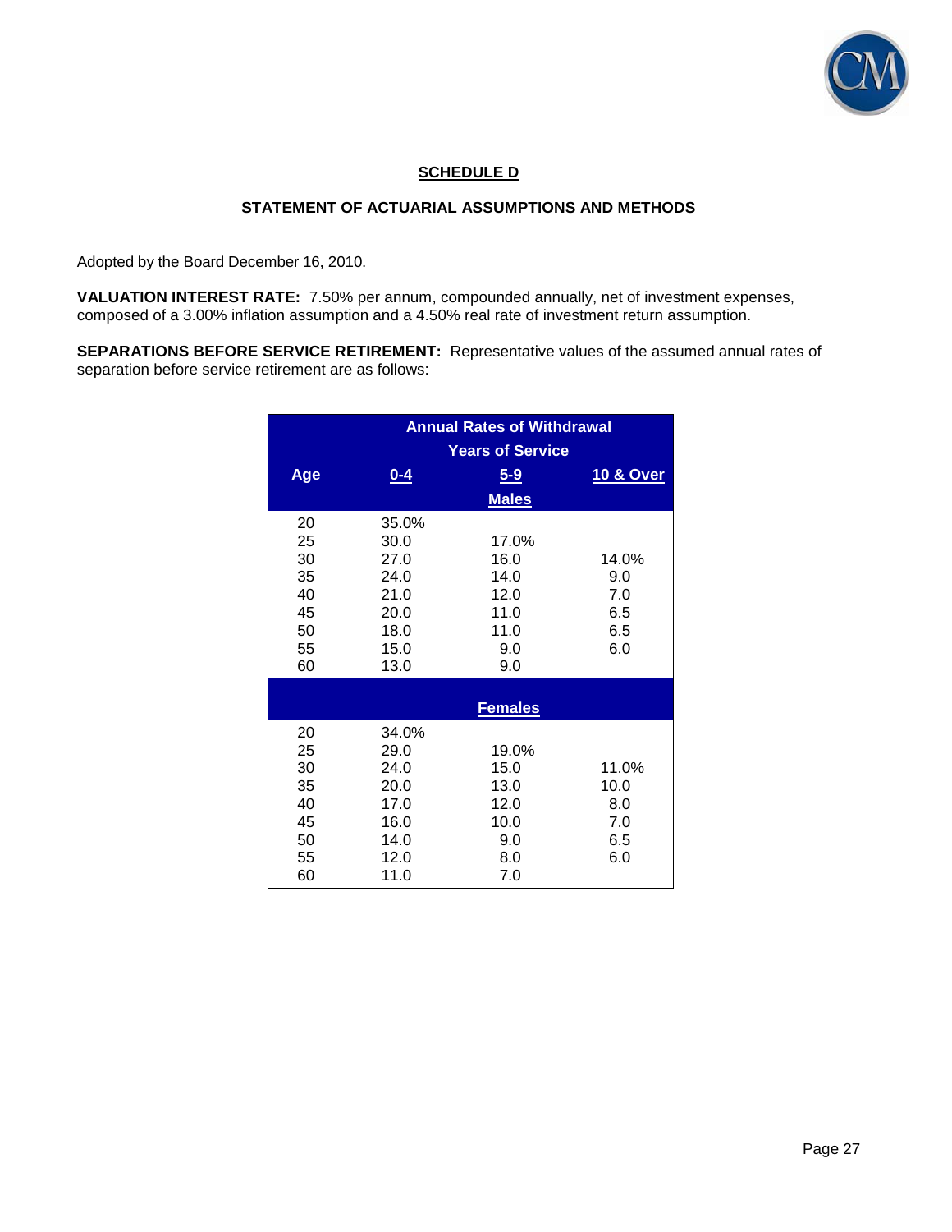## SCHEDULE D

### STATEMENT OF ACTUARIAL ASSUMPTIONS AND METHODS

Adopted by the Board December 16, 2010.

**VALUATION INTEREST RATE:** 7.50% per annum, compounded annually, net of investment expenses, composed of a 3.00% inflation assumption and a 4.50% real rate of investment return assumption.

**SEPARATIONS BEFORE SERVICE RETIREMENT:** Representative values of the assumed annual rates of separation before service retirement are as follows:

| | Annual Rates of Withdrawal | | |
|---|---|---|---|
| | Years of Service | | |
| Age | 0-4 | 5-9 | 10 & Over |
| | | **Males** | |
| 20 | 35.0% | | |
| 25 | 30.0 | 17.0% | |
| 30 | 27.0 | 16.0 | 14.0% |
| 35 | 24.0 | 14.0 | 9.0 |
| 40 | 21.0 | 12.0 | 7.0 |
| 45 | 20.0 | 11.0 | 6.5 |
| 50 | 18.0 | 11.0 | 6.5 |
| 55 | 15.0 | 9.0 | 6.0 |
| 60 | 13.0 | 9.0 | |
| | | **Females** | |
| 20 | 34.0% | | |
| 25 | 29.0 | 19.0% | |
| 30 | 24.0 | 15.0 | 11.0% |
| 35 | 20.0 | 13.0 | 10.0 |
| 40 | 17.0 | 12.0 | 8.0 |
| 45 | 16.0 | 10.0 | 7.0 |
| 50 | 14.0 | 9.0 | 6.5 |
| 55 | 12.0 | 8.0 | 6.0 |
| 60 | 11.0 | 7.0 | |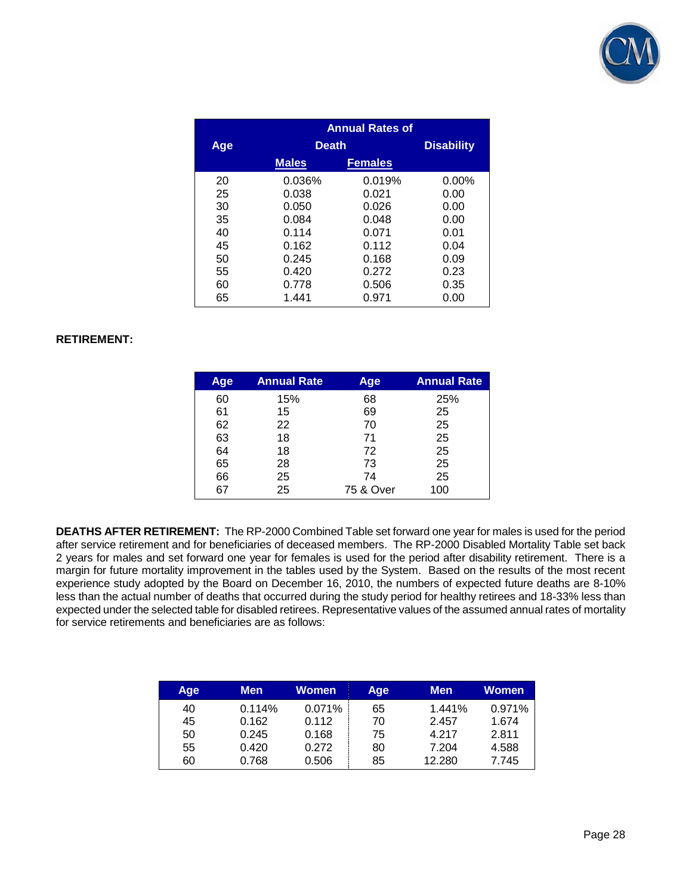| Age | Annual Rates of Death | | Disability |
|---|---|---|---|
| | Males | Females | |
| 20 | 0.036% | 0.019% | 0.00% |
| 25 | 0.038 | 0.021 | 0.00 |
| 30 | 0.050 | 0.026 | 0.00 |
| 35 | 0.084 | 0.048 | 0.00 |
| 40 | 0.114 | 0.071 | 0.01 |
| 45 | 0.162 | 0.112 | 0.04 |
| 50 | 0.245 | 0.168 | 0.09 |
| 55 | 0.420 | 0.272 | 0.23 |
| 60 | 0.778 | 0.506 | 0.35 |
| 65 | 1.441 | 0.971 | 0.00 |

**RETIREMENT:**

| Age | Annual Rate | Age | Annual Rate |
|---|---|---|---|
| 60 | 15% | 68 | 25% |
| 61 | 15 | 69 | 25 |
| 62 | 22 | 70 | 25 |
| 63 | 18 | 71 | 25 |
| 64 | 18 | 72 | 25 |
| 65 | 28 | 73 | 25 |
| 66 | 25 | 74 | 25 |
| 67 | 25 | 75 & Over | 100 |

**DEATHS AFTER RETIREMENT:** The RP-2000 Combined Table set forward one year for males is used for the period after service retirement and for beneficiaries of deceased members. The RP-2000 Disabled Mortality Table set back 2 years for males and set forward one year for females is used for the period after disability retirement. There is a margin for future mortality improvement in the tables used by the System. Based on the results of the most recent experience study adopted by the Board on December 16, 2010, the numbers of expected future deaths are 8-10% less than the actual number of deaths that occurred during the study period for healthy retirees and 18-33% less than expected under the selected table for disabled retirees. Representative values of the assumed annual rates of mortality for service retirements and beneficiaries are as follows:

| Age | Men | Women | Age | Men | Women |
|---|---|---|---|---|---|
| 40 | 0.114% | 0.071% | 65 | 1.441% | 0.971% |
| 45 | 0.162 | 0.112 | 70 | 2.457 | 1.674 |
| 50 | 0.245 | 0.168 | 75 | 4.217 | 2.811 |
| 55 | 0.420 | 0.272 | 80 | 7.204 | 4.588 |
| 60 | 0.768 | 0.506 | 85 | 12.280 | 7.745 |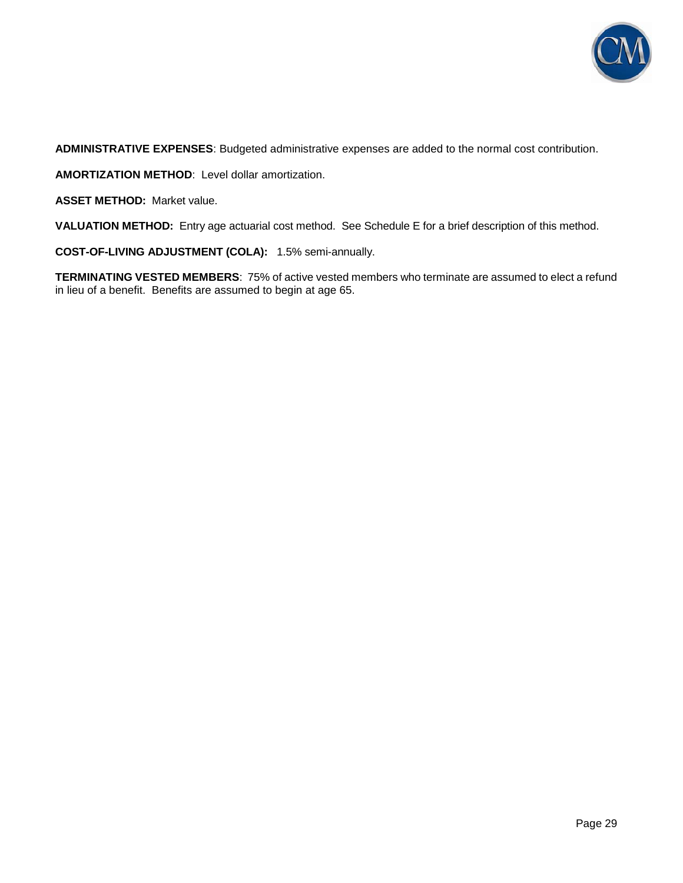**ADMINISTRATIVE EXPENSES**: Budgeted administrative expenses are added to the normal cost contribution.

**AMORTIZATION METHOD**: Level dollar amortization.

**ASSET METHOD:** Market value.

**VALUATION METHOD:** Entry age actuarial cost method. See Schedule E for a brief description of this method.

**COST-OF-LIVING ADJUSTMENT (COLA):** 1.5% semi-annually.

**TERMINATING VESTED MEMBERS**: 75% of active vested members who terminate are assumed to elect a refund in lieu of a benefit. Benefits are assumed to begin at age 65.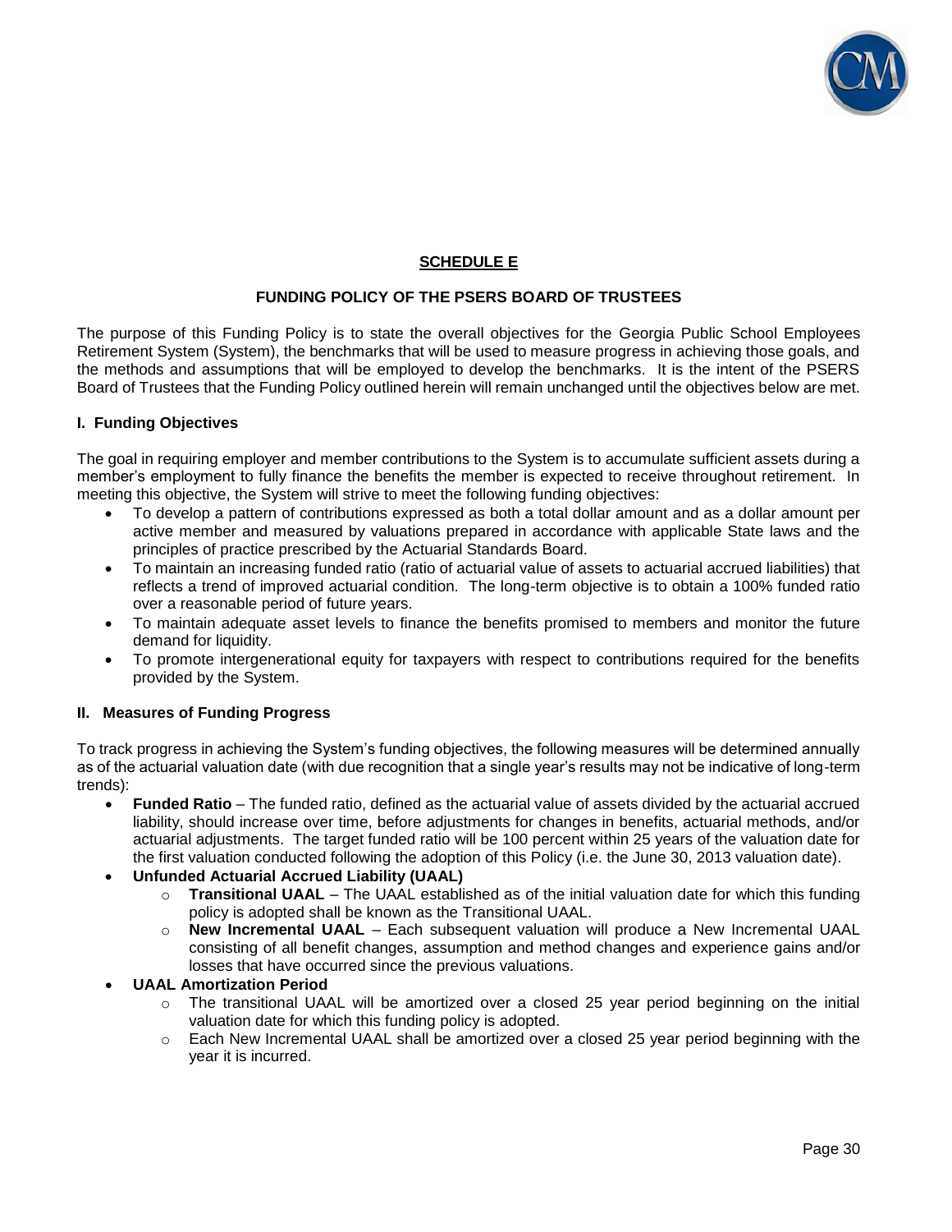## SCHEDULE E

### FUNDING POLICY OF THE PSERS BOARD OF TRUSTEES

The purpose of this Funding Policy is to state the overall objectives for the Georgia Public School Employees Retirement System (System), the benchmarks that will be used to measure progress in achieving those goals, and the methods and assumptions that will be employed to develop the benchmarks. It is the intent of the PSERS Board of Trustees that the Funding Policy outlined herein will remain unchanged until the objectives below are met.

#### I. Funding Objectives

The goal in requiring employer and member contributions to the System is to accumulate sufficient assets during a member's employment to fully finance the benefits the member is expected to receive throughout retirement. In meeting this objective, the System will strive to meet the following funding objectives:

- To develop a pattern of contributions expressed as both a total dollar amount and as a dollar amount per active member and measured by valuations prepared in accordance with applicable State laws and the principles of practice prescribed by the Actuarial Standards Board.
- To maintain an increasing funded ratio (ratio of actuarial value of assets to actuarial accrued liabilities) that reflects a trend of improved actuarial condition. The long-term objective is to obtain a 100% funded ratio over a reasonable period of future years.
- To maintain adequate asset levels to finance the benefits promised to members and monitor the future demand for liquidity.
- To promote intergenerational equity for taxpayers with respect to contributions required for the benefits provided by the System.

#### II. Measures of Funding Progress

To track progress in achieving the System's funding objectives, the following measures will be determined annually as of the actuarial valuation date (with due recognition that a single year's results may not be indicative of long-term trends):

- **Funded Ratio** – The funded ratio, defined as the actuarial value of assets divided by the actuarial accrued liability, should increase over time, before adjustments for changes in benefits, actuarial methods, and/or actuarial adjustments. The target funded ratio will be 100 percent within 25 years of the valuation date for the first valuation conducted following the adoption of this Policy (i.e. the June 30, 2013 valuation date).
- **Unfunded Actuarial Accrued Liability (UAAL)**
  - **Transitional UAAL** – The UAAL established as of the initial valuation date for which this funding policy is adopted shall be known as the Transitional UAAL.
  - **New Incremental UAAL** – Each subsequent valuation will produce a New Incremental UAAL consisting of all benefit changes, assumption and method changes and experience gains and/or losses that have occurred since the previous valuations.
- **UAAL Amortization Period**
  - The transitional UAAL will be amortized over a closed 25 year period beginning on the initial valuation date for which this funding policy is adopted.
  - Each New Incremental UAAL shall be amortized over a closed 25 year period beginning with the year it is incurred.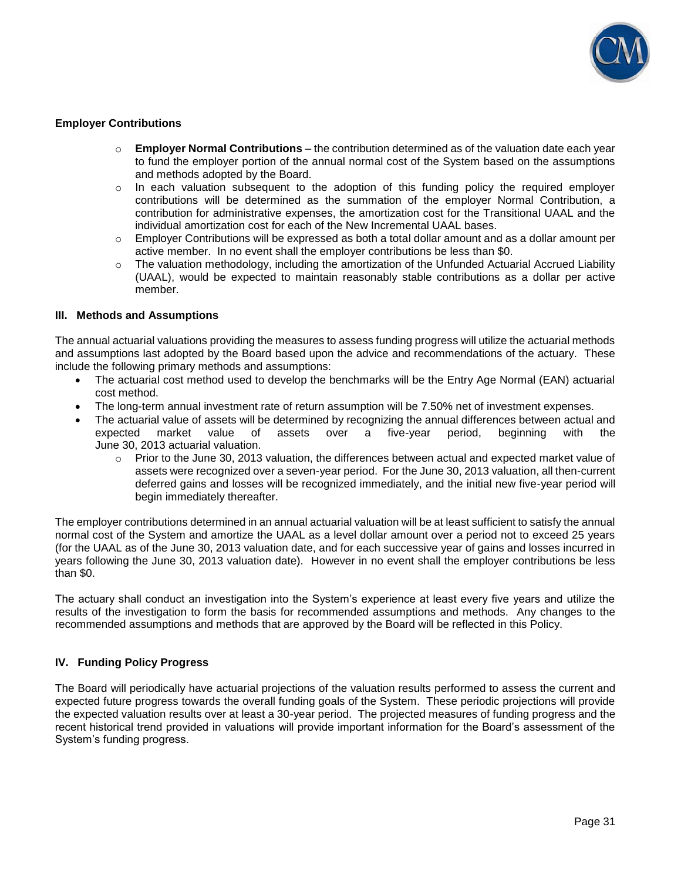**Employer Contributions**

- **Employer Normal Contributions** – the contribution determined as of the valuation date each year to fund the employer portion of the annual normal cost of the System based on the assumptions and methods adopted by the Board.
- In each valuation subsequent to the adoption of this funding policy the required employer contributions will be determined as the summation of the employer Normal Contribution, a contribution for administrative expenses, the amortization cost for the Transitional UAAL and the individual amortization cost for each of the New Incremental UAAL bases.
- Employer Contributions will be expressed as both a total dollar amount and as a dollar amount per active member. In no event shall the employer contributions be less than $0.
- The valuation methodology, including the amortization of the Unfunded Actuarial Accrued Liability (UAAL), would be expected to maintain reasonably stable contributions as a dollar per active member.

## III. Methods and Assumptions

The annual actuarial valuations providing the measures to assess funding progress will utilize the actuarial methods and assumptions last adopted by the Board based upon the advice and recommendations of the actuary. These include the following primary methods and assumptions:

- The actuarial cost method used to develop the benchmarks will be the Entry Age Normal (EAN) actuarial cost method.
- The long-term annual investment rate of return assumption will be 7.50% net of investment expenses.
- The actuarial value of assets will be determined by recognizing the annual differences between actual and expected market value of assets over a five-year period, beginning with the June 30, 2013 actuarial valuation.
  - Prior to the June 30, 2013 valuation, the differences between actual and expected market value of assets were recognized over a seven-year period. For the June 30, 2013 valuation, all then-current deferred gains and losses will be recognized immediately, and the initial new five-year period will begin immediately thereafter.

The employer contributions determined in an annual actuarial valuation will be at least sufficient to satisfy the annual normal cost of the System and amortize the UAAL as a level dollar amount over a period not to exceed 25 years (for the UAAL as of the June 30, 2013 valuation date, and for each successive year of gains and losses incurred in years following the June 30, 2013 valuation date). However in no event shall the employer contributions be less than $0.

The actuary shall conduct an investigation into the System's experience at least every five years and utilize the results of the investigation to form the basis for recommended assumptions and methods. Any changes to the recommended assumptions and methods that are approved by the Board will be reflected in this Policy.

## IV. Funding Policy Progress

The Board will periodically have actuarial projections of the valuation results performed to assess the current and expected future progress towards the overall funding goals of the System. These periodic projections will provide the expected valuation results over at least a 30-year period. The projected measures of funding progress and the recent historical trend provided in valuations will provide important information for the Board's assessment of the System's funding progress.